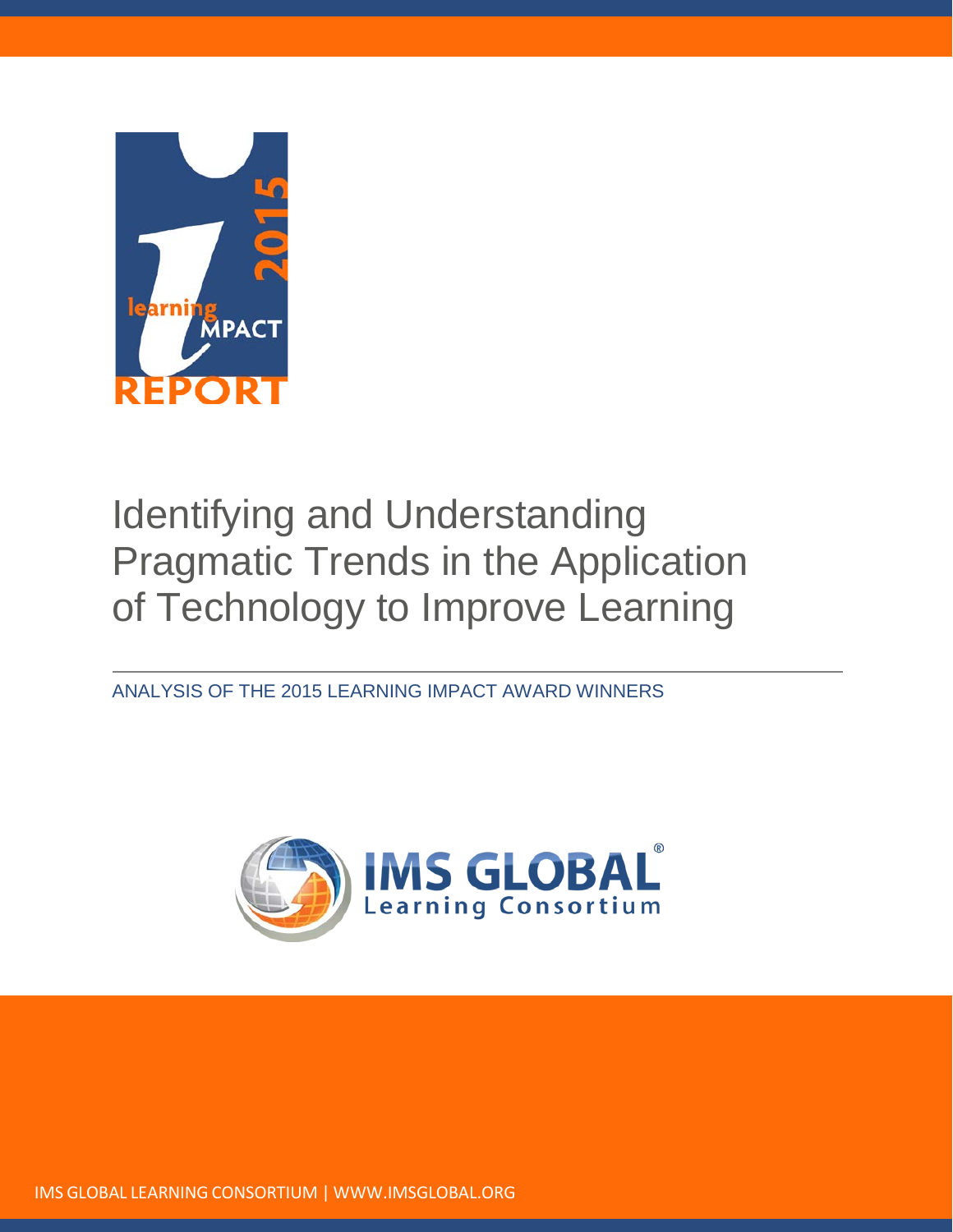# Identifying and Understanding Pragmatic Trends in the Application of Technology to Improve Learning

ANALYSIS OF THE 2015 LEARNING IMPACT AWARD WINNERS

IMS GLOBAL LEARNING CONSORTIUM | WWW.IMSGLOBAL.ORG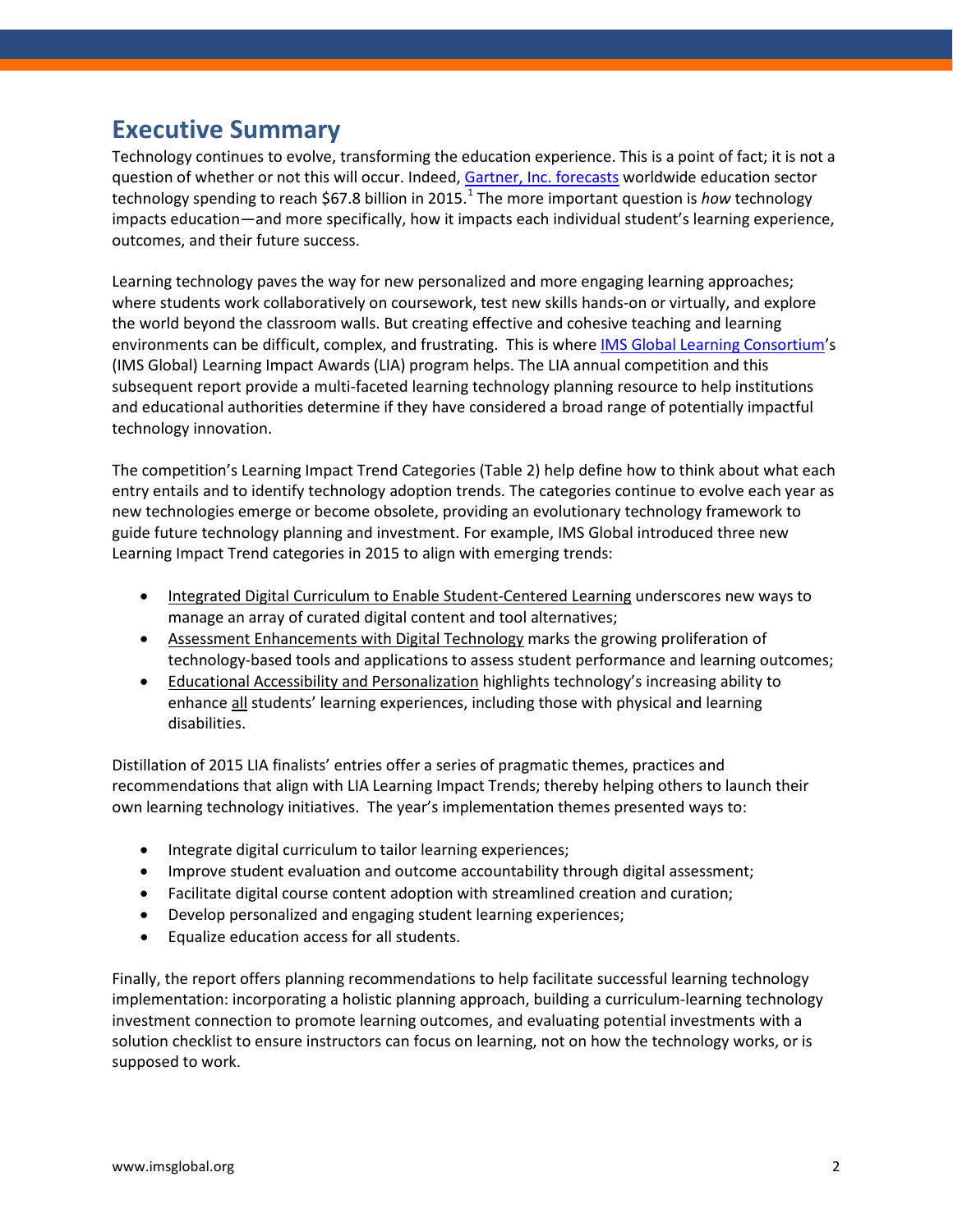## Executive Summary

Technology continues to evolve, transforming the education experience. This is a point of fact; it is not a question of whether or not this will occur. Indeed, Gartner, Inc. forecasts worldwide education sector technology spending to reach $67.8 billion in 2015.[1] The more important question is *how* technology impacts education—and more specifically, how it impacts each individual student's learning experience, outcomes, and their future success.

Learning technology paves the way for new personalized and more engaging learning approaches; where students work collaboratively on coursework, test new skills hands-on or virtually, and explore the world beyond the classroom walls. But creating effective and cohesive teaching and learning environments can be difficult, complex, and frustrating. This is where IMS Global Learning Consortium's (IMS Global) Learning Impact Awards (LIA) program helps. The LIA annual competition and this subsequent report provide a multi-faceted learning technology planning resource to help institutions and educational authorities determine if they have considered a broad range of potentially impactful technology innovation.

The competition's Learning Impact Trend Categories (Table 2) help define how to think about what each entry entails and to identify technology adoption trends. The categories continue to evolve each year as new technologies emerge or become obsolete, providing an evolutionary technology framework to guide future technology planning and investment. For example, IMS Global introduced three new Learning Impact Trend categories in 2015 to align with emerging trends:

- Integrated Digital Curriculum to Enable Student-Centered Learning underscores new ways to manage an array of curated digital content and tool alternatives;
- Assessment Enhancements with Digital Technology marks the growing proliferation of technology-based tools and applications to assess student performance and learning outcomes;
- Educational Accessibility and Personalization highlights technology's increasing ability to enhance all students' learning experiences, including those with physical and learning disabilities.

Distillation of 2015 LIA finalists' entries offer a series of pragmatic themes, practices and recommendations that align with LIA Learning Impact Trends; thereby helping others to launch their own learning technology initiatives. The year's implementation themes presented ways to:

- Integrate digital curriculum to tailor learning experiences;
- Improve student evaluation and outcome accountability through digital assessment;
- Facilitate digital course content adoption with streamlined creation and curation;
- Develop personalized and engaging student learning experiences;
- Equalize education access for all students.

Finally, the report offers planning recommendations to help facilitate successful learning technology implementation: incorporating a holistic planning approach, building a curriculum-learning technology investment connection to promote learning outcomes, and evaluating potential investments with a solution checklist to ensure instructors can focus on learning, not on how the technology works, or is supposed to work.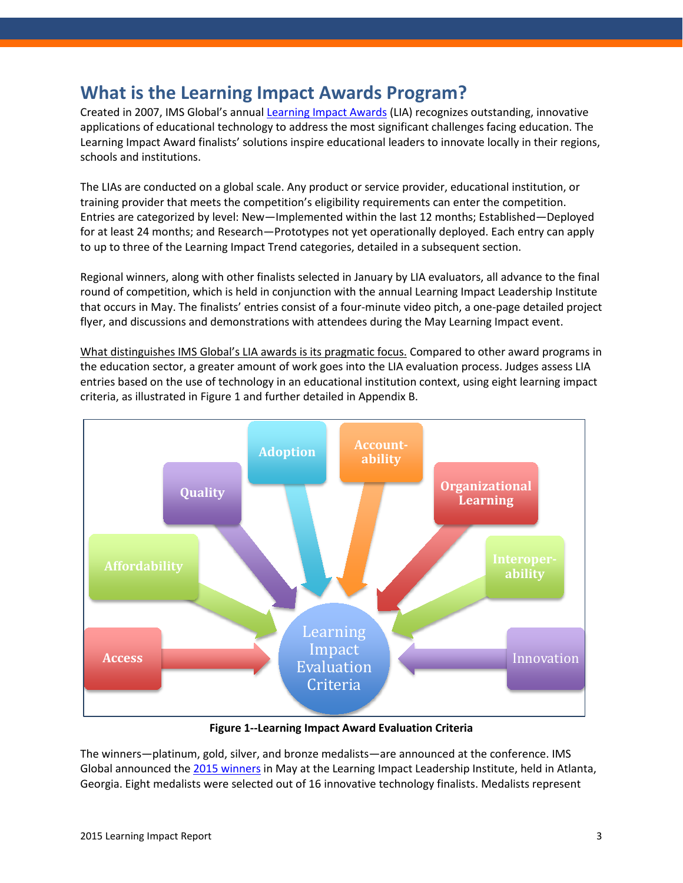## What is the Learning Impact Awards Program?

Created in 2007, IMS Global's annual Learning Impact Awards (LIA) recognizes outstanding, innovative applications of educational technology to address the most significant challenges facing education. The Learning Impact Award finalists' solutions inspire educational leaders to innovate locally in their regions, schools and institutions.

The LIAs are conducted on a global scale. Any product or service provider, educational institution, or training provider that meets the competition's eligibility requirements can enter the competition. Entries are categorized by level: New—Implemented within the last 12 months; Established—Deployed for at least 24 months; and Research—Prototypes not yet operationally deployed. Each entry can apply to up to three of the Learning Impact Trend categories, detailed in a subsequent section.

Regional winners, along with other finalists selected in January by LIA evaluators, all advance to the final round of competition, which is held in conjunction with the annual Learning Impact Leadership Institute that occurs in May. The finalists' entries consist of a four-minute video pitch, a one-page detailed project flyer, and discussions and demonstrations with attendees during the May Learning Impact event.

What distinguishes IMS Global's LIA awards is its pragmatic focus. Compared to other award programs in the education sector, a greater amount of work goes into the LIA evaluation process. Judges assess LIA entries based on the use of technology in an educational institution context, using eight learning impact criteria, as illustrated in Figure 1 and further detailed in Appendix B.

Access, Affordability, Quality, Adoption, Accountability, Organizational Learning, Interoperability, Innovation → Learning Impact Evaluation Criteria

**Figure 1--Learning Impact Award Evaluation Criteria**

The winners—platinum, gold, silver, and bronze medalists—are announced at the conference. IMS Global announced the 2015 winners in May at the Learning Impact Leadership Institute, held in Atlanta, Georgia. Eight medalists were selected out of 16 innovative technology finalists. Medalists represent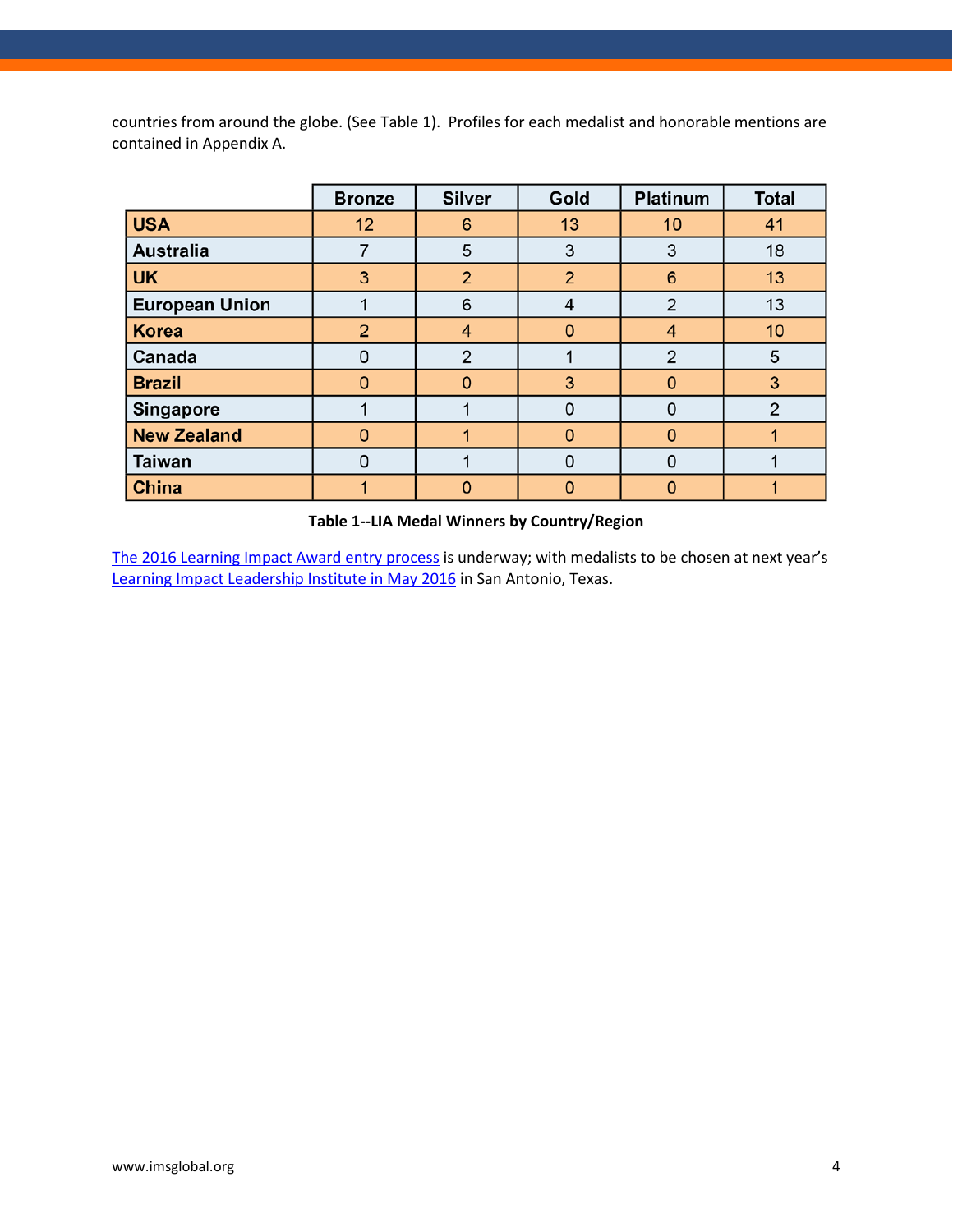countries from around the globe. (See Table 1). Profiles for each medalist and honorable mentions are contained in Appendix A.

| | Bronze | Silver | Gold | Platinum | Total |
|---|---|---|---|---|---|
| **USA** | 12 | 6 | 13 | 10 | 41 |
| **Australia** | 7 | 5 | 3 | 3 | 18 |
| **UK** | 3 | 2 | 2 | 6 | 13 |
| **European Union** | 1 | 6 | 4 | 2 | 13 |
| **Korea** | 2 | 4 | 0 | 4 | 10 |
| **Canada** | 0 | 2 | 1 | 2 | 5 |
| **Brazil** | 0 | 0 | 3 | 0 | 3 |
| **Singapore** | 1 | 1 | 0 | 0 | 2 |
| **New Zealand** | 0 | 1 | 0 | 0 | 1 |
| **Taiwan** | 0 | 1 | 0 | 0 | 1 |
| **China** | 1 | 0 | 0 | 0 | 1 |

**Table 1--LIA Medal Winners by Country/Region**

The 2016 Learning Impact Award entry process is underway; with medalists to be chosen at next year's Learning Impact Leadership Institute in May 2016 in San Antonio, Texas.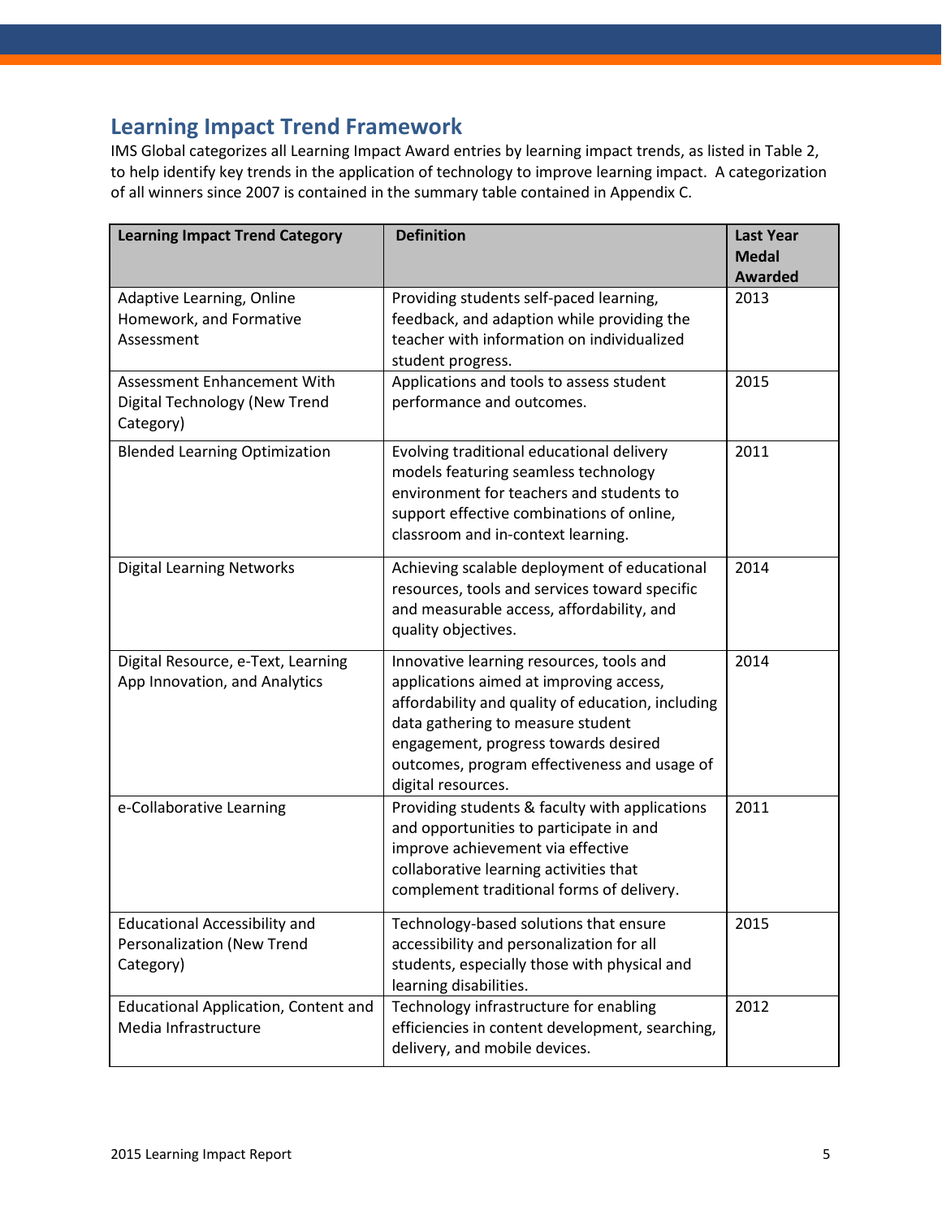## Learning Impact Trend Framework

IMS Global categorizes all Learning Impact Award entries by learning impact trends, as listed in Table 2, to help identify key trends in the application of technology to improve learning impact. A categorization of all winners since 2007 is contained in the summary table contained in Appendix C.

| Learning Impact Trend Category | Definition | Last Year Medal Awarded |
|---|---|---|
| Adaptive Learning, Online Homework, and Formative Assessment | Providing students self-paced learning, feedback, and adaption while providing the teacher with information on individualized student progress. | 2013 |
| Assessment Enhancement With Digital Technology (New Trend Category) | Applications and tools to assess student performance and outcomes. | 2015 |
| Blended Learning Optimization | Evolving traditional educational delivery models featuring seamless technology environment for teachers and students to support effective combinations of online, classroom and in-context learning. | 2011 |
| Digital Learning Networks | Achieving scalable deployment of educational resources, tools and services toward specific and measurable access, affordability, and quality objectives. | 2014 |
| Digital Resource, e-Text, Learning App Innovation, and Analytics | Innovative learning resources, tools and applications aimed at improving access, affordability and quality of education, including data gathering to measure student engagement, progress towards desired outcomes, program effectiveness and usage of digital resources. | 2014 |
| e-Collaborative Learning | Providing students & faculty with applications and opportunities to participate in and improve achievement via effective collaborative learning activities that complement traditional forms of delivery. | 2011 |
| Educational Accessibility and Personalization (New Trend Category) | Technology-based solutions that ensure accessibility and personalization for all students, especially those with physical and learning disabilities. | 2015 |
| Educational Application, Content and Media Infrastructure | Technology infrastructure for enabling efficiencies in content development, searching, delivery, and mobile devices. | 2012 |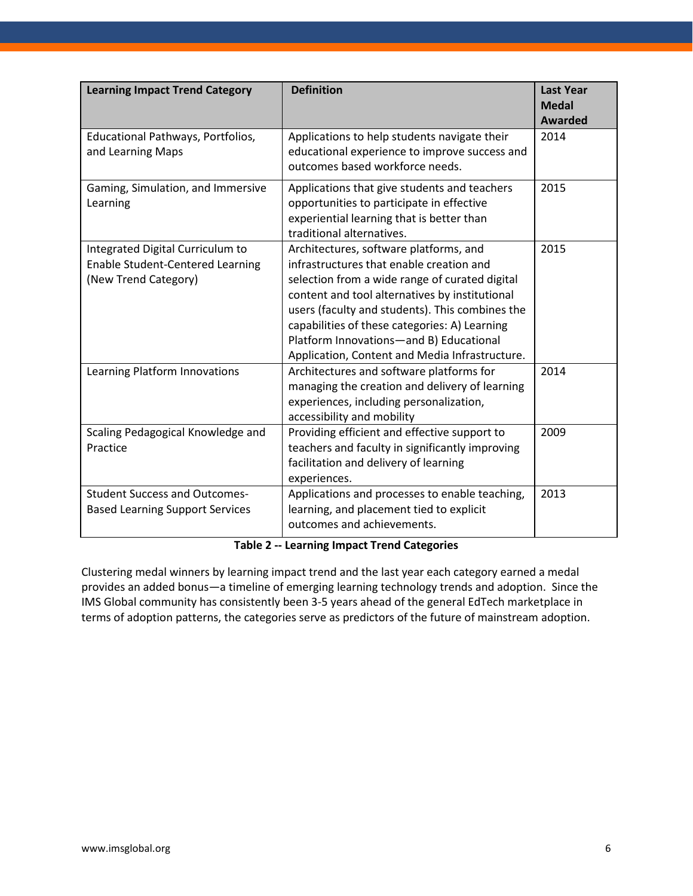| Learning Impact Trend Category | Definition | Last Year Medal Awarded |
| --- | --- | --- |
| Educational Pathways, Portfolios, and Learning Maps | Applications to help students navigate their educational experience to improve success and outcomes based workforce needs. | 2014 |
| Gaming, Simulation, and Immersive Learning | Applications that give students and teachers opportunities to participate in effective experiential learning that is better than traditional alternatives. | 2015 |
| Integrated Digital Curriculum to Enable Student-Centered Learning (New Trend Category) | Architectures, software platforms, and infrastructures that enable creation and selection from a wide range of curated digital content and tool alternatives by institutional users (faculty and students). This combines the capabilities of these categories: A) Learning Platform Innovations—and B) Educational Application, Content and Media Infrastructure. | 2015 |
| Learning Platform Innovations | Architectures and software platforms for managing the creation and delivery of learning experiences, including personalization, accessibility and mobility | 2014 |
| Scaling Pedagogical Knowledge and Practice | Providing efficient and effective support to teachers and faculty in significantly improving facilitation and delivery of learning experiences. | 2009 |
| Student Success and Outcomes-Based Learning Support Services | Applications and processes to enable teaching, learning, and placement tied to explicit outcomes and achievements. | 2013 |

**Table 2 -- Learning Impact Trend Categories**

Clustering medal winners by learning impact trend and the last year each category earned a medal provides an added bonus—a timeline of emerging learning technology trends and adoption. Since the IMS Global community has consistently been 3-5 years ahead of the general EdTech marketplace in terms of adoption patterns, the categories serve as predictors of the future of mainstream adoption.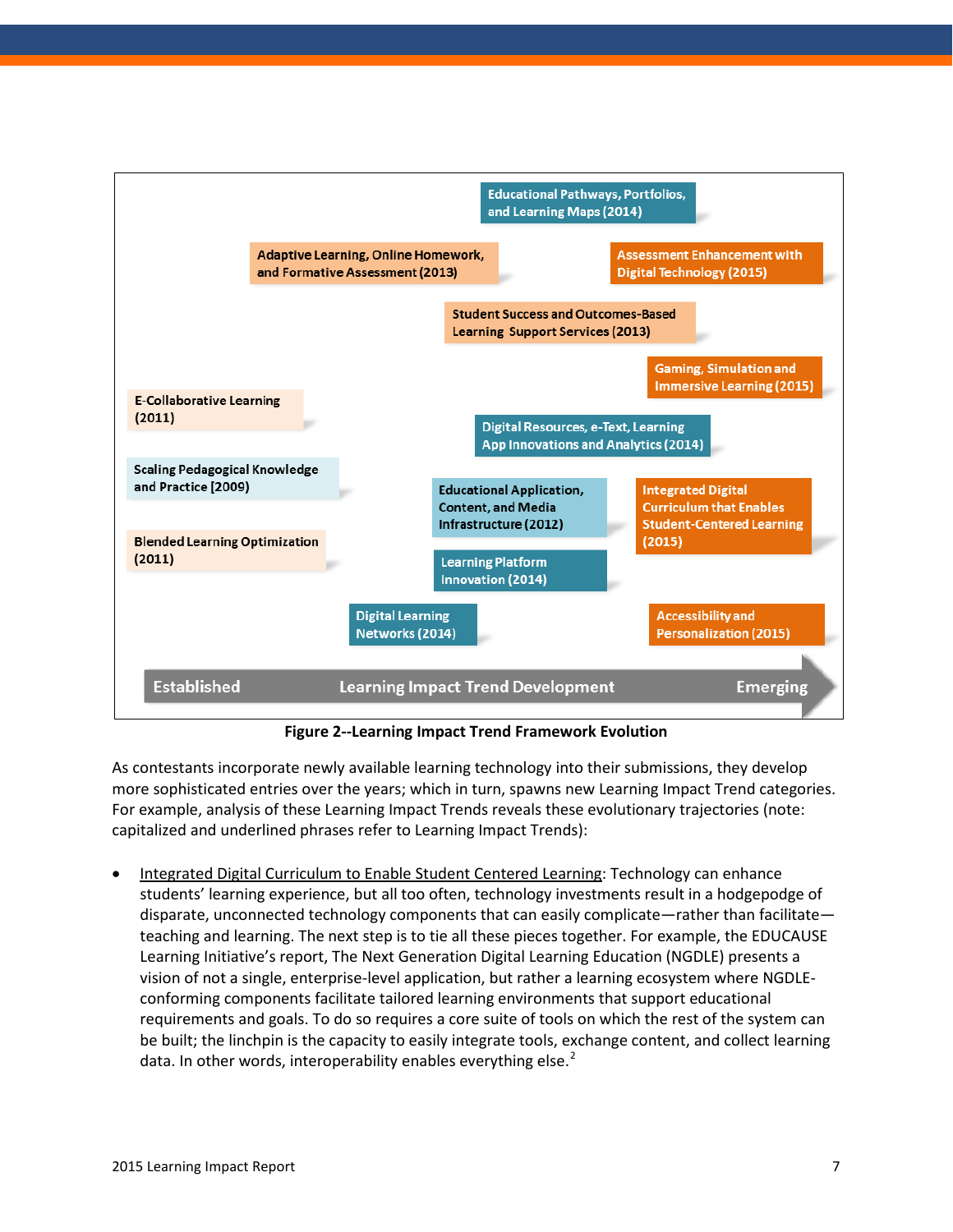Educational Pathways, Portfolios, and Learning Maps (2014)

Adaptive Learning, Online Homework, and Formative Assessment (2013)

Assessment Enhancement with Digital Technology (2015)

Student Success and Outcomes-Based Learning Support Services (2013)

Gaming, Simulation and Immersive Learning (2015)

E-Collaborative Learning (2011)

Digital Resources, e-Text, Learning App Innovations and Analytics (2014)

Scaling Pedagogical Knowledge and Practice (2009)

Educational Application, Content, and Media Infrastructure (2012)

Integrated Digital Curriculum that Enables Student-Centered Learning (2015)

Blended Learning Optimization (2011)

Learning Platform Innovation (2014)

Digital Learning Networks (2014)

Accessibility and Personalization (2015)

Established — Learning Impact Trend Development — Emerging

**Figure 2--Learning Impact Trend Framework Evolution**

As contestants incorporate newly available learning technology into their submissions, they develop more sophisticated entries over the years; which in turn, spawns new Learning Impact Trend categories. For example, analysis of these Learning Impact Trends reveals these evolutionary trajectories (note: capitalized and underlined phrases refer to Learning Impact Trends):

- <u>Integrated Digital Curriculum to Enable Student Centered Learning</u>: Technology can enhance students' learning experience, but all too often, technology investments result in a hodgepodge of disparate, unconnected technology components that can easily complicate—rather than facilitate—teaching and learning. The next step is to tie all these pieces together. For example, the EDUCAUSE Learning Initiative's report, The Next Generation Digital Learning Education (NGDLE) presents a vision of not a single, enterprise-level application, but rather a learning ecosystem where NGDLE-conforming components facilitate tailored learning environments that support educational requirements and goals. To do so requires a core suite of tools on which the rest of the system can be built; the linchpin is the capacity to easily integrate tools, exchange content, and collect learning data. In other words, interoperability enables everything else.[2]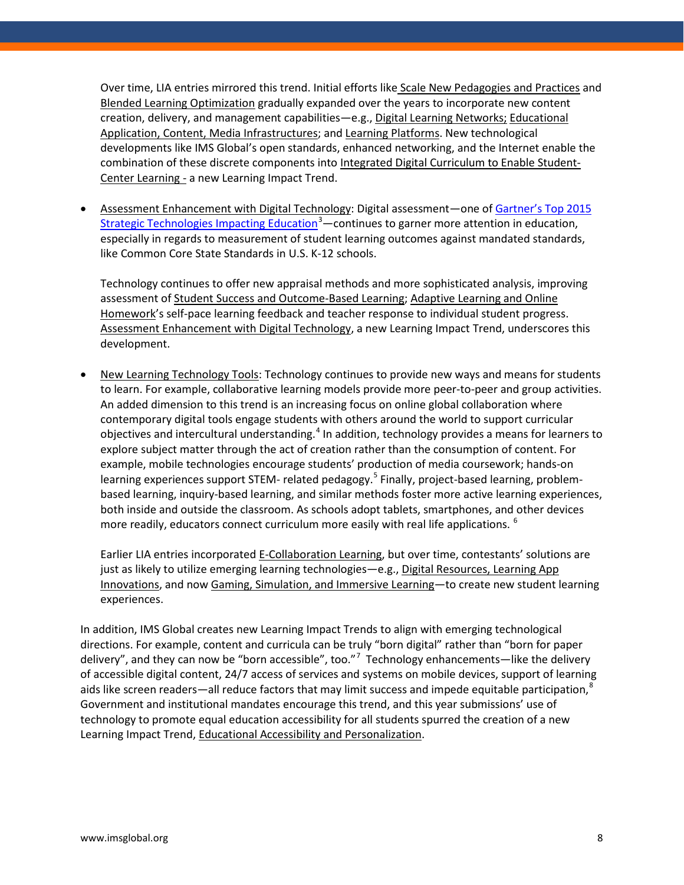Over time, LIA entries mirrored this trend. Initial efforts like Scale New Pedagogies and Practices and Blended Learning Optimization gradually expanded over the years to incorporate new content creation, delivery, and management capabilities—e.g., Digital Learning Networks; Educational Application, Content, Media Infrastructures; and Learning Platforms. New technological developments like IMS Global's open standards, enhanced networking, and the Internet enable the combination of these discrete components into Integrated Digital Curriculum to Enable Student-Center Learning - a new Learning Impact Trend.

- Assessment Enhancement with Digital Technology: Digital assessment—one of Gartner's Top 2015 Strategic Technologies Impacting Education[3]—continues to garner more attention in education, especially in regards to measurement of student learning outcomes against mandated standards, like Common Core State Standards in U.S. K-12 schools.

  Technology continues to offer new appraisal methods and more sophisticated analysis, improving assessment of Student Success and Outcome-Based Learning; Adaptive Learning and Online Homework's self-pace learning feedback and teacher response to individual student progress. Assessment Enhancement with Digital Technology, a new Learning Impact Trend, underscores this development.

- New Learning Technology Tools: Technology continues to provide new ways and means for students to learn. For example, collaborative learning models provide more peer-to-peer and group activities. An added dimension to this trend is an increasing focus on online global collaboration where contemporary digital tools engage students with others around the world to support curricular objectives and intercultural understanding.[4] In addition, technology provides a means for learners to explore subject matter through the act of creation rather than the consumption of content. For example, mobile technologies encourage students' production of media coursework; hands-on learning experiences support STEM- related pedagogy.[5] Finally, project-based learning, problem-based learning, inquiry-based learning, and similar methods foster more active learning experiences, both inside and outside the classroom. As schools adopt tablets, smartphones, and other devices more readily, educators connect curriculum more easily with real life applications. [6]

  Earlier LIA entries incorporated E-Collaboration Learning, but over time, contestants' solutions are just as likely to utilize emerging learning technologies—e.g., Digital Resources, Learning App Innovations, and now Gaming, Simulation, and Immersive Learning—to create new student learning experiences.

In addition, IMS Global creates new Learning Impact Trends to align with emerging technological directions. For example, content and curricula can be truly "born digital" rather than "born for paper delivery", and they can now be "born accessible", too."[7] Technology enhancements—like the delivery of accessible digital content, 24/7 access of services and systems on mobile devices, support of learning aids like screen readers—all reduce factors that may limit success and impede equitable participation,[8] Government and institutional mandates encourage this trend, and this year submissions' use of technology to promote equal education accessibility for all students spurred the creation of a new Learning Impact Trend, Educational Accessibility and Personalization.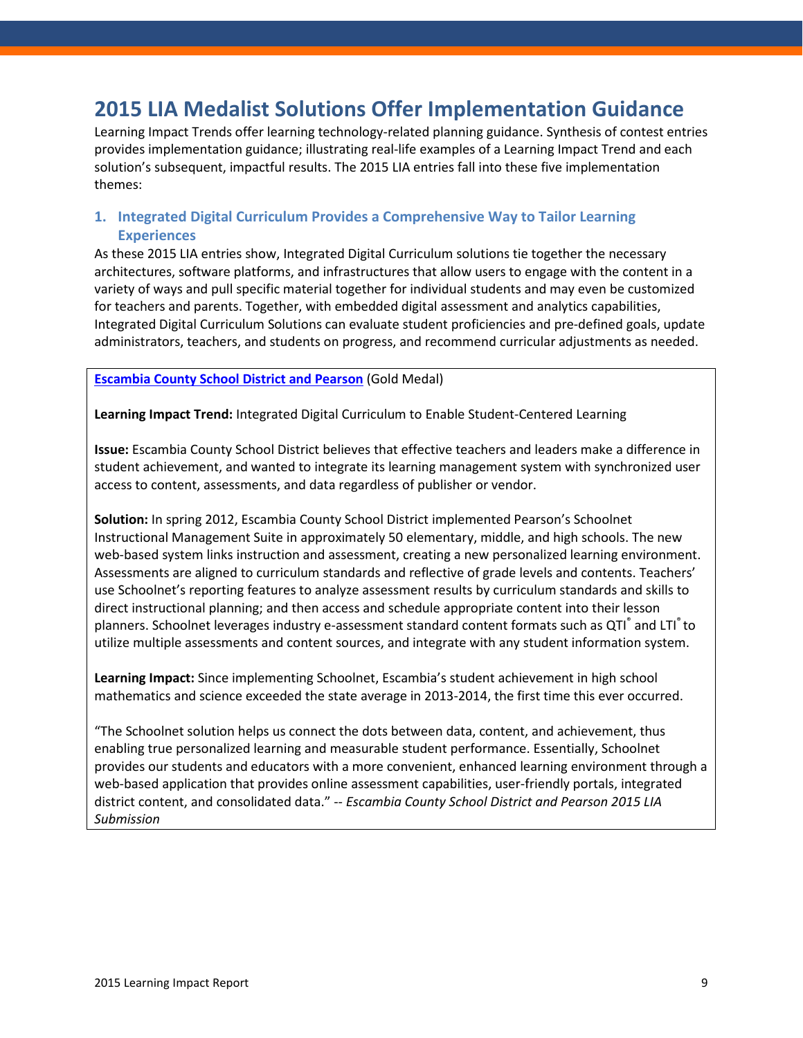## 2015 LIA Medalist Solutions Offer Implementation Guidance

Learning Impact Trends offer learning technology-related planning guidance. Synthesis of contest entries provides implementation guidance; illustrating real-life examples of a Learning Impact Trend and each solution's subsequent, impactful results. The 2015 LIA entries fall into these five implementation themes:

### 1. Integrated Digital Curriculum Provides a Comprehensive Way to Tailor Learning Experiences

As these 2015 LIA entries show, Integrated Digital Curriculum solutions tie together the necessary architectures, software platforms, and infrastructures that allow users to engage with the content in a variety of ways and pull specific material together for individual students and may even be customized for teachers and parents. Together, with embedded digital assessment and analytics capabilities, Integrated Digital Curriculum Solutions can evaluate student proficiencies and pre-defined goals, update administrators, teachers, and students on progress, and recommend curricular adjustments as needed.

**Escambia County School District and Pearson** (Gold Medal)

**Learning Impact Trend:** Integrated Digital Curriculum to Enable Student-Centered Learning

**Issue:** Escambia County School District believes that effective teachers and leaders make a difference in student achievement, and wanted to integrate its learning management system with synchronized user access to content, assessments, and data regardless of publisher or vendor.

**Solution:** In spring 2012, Escambia County School District implemented Pearson's Schoolnet Instructional Management Suite in approximately 50 elementary, middle, and high schools. The new web-based system links instruction and assessment, creating a new personalized learning environment. Assessments are aligned to curriculum standards and reflective of grade levels and contents. Teachers' use Schoolnet's reporting features to analyze assessment results by curriculum standards and skills to direct instructional planning; and then access and schedule appropriate content into their lesson planners. Schoolnet leverages industry e-assessment standard content formats such as QTI® and LTI® to utilize multiple assessments and content sources, and integrate with any student information system.

**Learning Impact:** Since implementing Schoolnet, Escambia's student achievement in high school mathematics and science exceeded the state average in 2013-2014, the first time this ever occurred.

"The Schoolnet solution helps us connect the dots between data, content, and achievement, thus enabling true personalized learning and measurable student performance. Essentially, Schoolnet provides our students and educators with a more convenient, enhanced learning environment through a web-based application that provides online assessment capabilities, user-friendly portals, integrated district content, and consolidated data." -- *Escambia County School District and Pearson 2015 LIA Submission*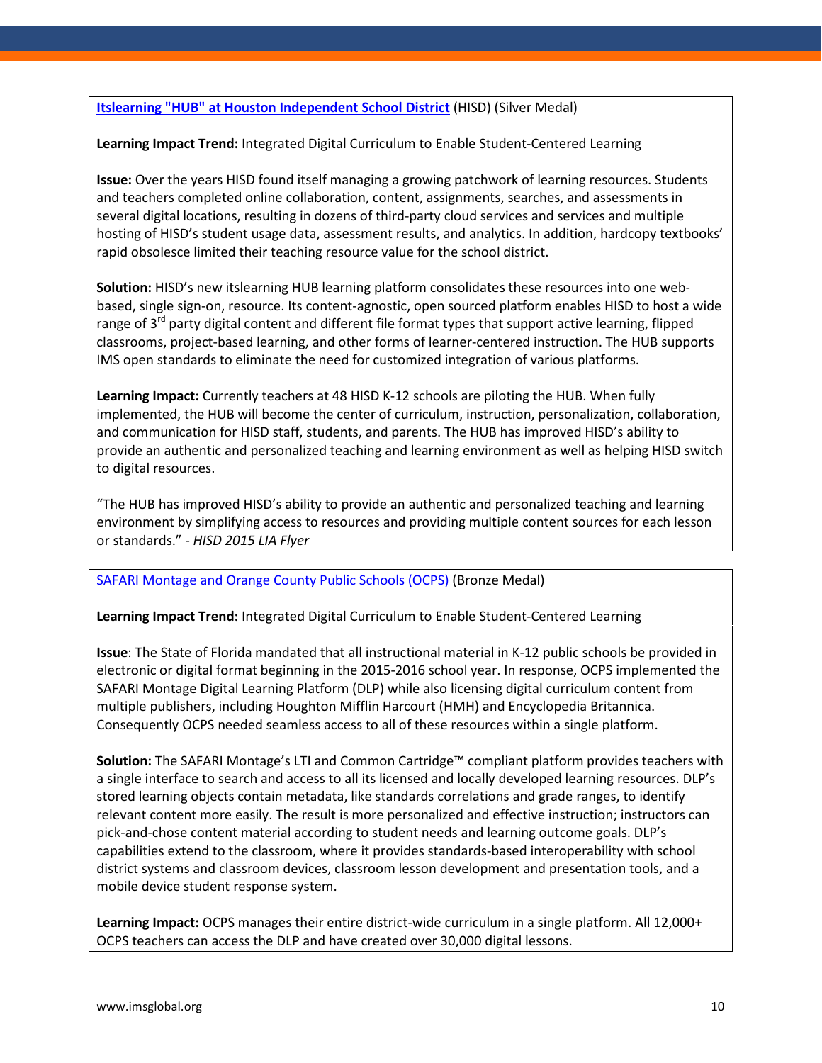**[Itslearning "HUB" at Houston Independent School District](#)** (HISD) (Silver Medal)

**Learning Impact Trend:** Integrated Digital Curriculum to Enable Student-Centered Learning

**Issue:** Over the years HISD found itself managing a growing patchwork of learning resources. Students and teachers completed online collaboration, content, assignments, searches, and assessments in several digital locations, resulting in dozens of third-party cloud services and services and multiple hosting of HISD's student usage data, assessment results, and analytics. In addition, hardcopy textbooks' rapid obsolesce limited their teaching resource value for the school district.

**Solution:** HISD's new itslearning HUB learning platform consolidates these resources into one web-based, single sign-on, resource. Its content-agnostic, open sourced platform enables HISD to host a wide range of 3rd party digital content and different file format types that support active learning, flipped classrooms, project-based learning, and other forms of learner-centered instruction. The HUB supports IMS open standards to eliminate the need for customized integration of various platforms.

**Learning Impact:** Currently teachers at 48 HISD K-12 schools are piloting the HUB. When fully implemented, the HUB will become the center of curriculum, instruction, personalization, collaboration, and communication for HISD staff, students, and parents. The HUB has improved HISD's ability to provide an authentic and personalized teaching and learning environment as well as helping HISD switch to digital resources.

"The HUB has improved HISD's ability to provide an authentic and personalized teaching and learning environment by simplifying access to resources and providing multiple content sources for each lesson or standards." - *HISD 2015 LIA Flyer*

---

[SAFARI Montage and Orange County Public Schools (OCPS)](#) (Bronze Medal)

**Learning Impact Trend:** Integrated Digital Curriculum to Enable Student-Centered Learning

**Issue**: The State of Florida mandated that all instructional material in K-12 public schools be provided in electronic or digital format beginning in the 2015-2016 school year. In response, OCPS implemented the SAFARI Montage Digital Learning Platform (DLP) while also licensing digital curriculum content from multiple publishers, including Houghton Mifflin Harcourt (HMH) and Encyclopedia Britannica. Consequently OCPS needed seamless access to all of these resources within a single platform.

**Solution:** The SAFARI Montage's LTI and Common Cartridge™ compliant platform provides teachers with a single interface to search and access to all its licensed and locally developed learning resources. DLP's stored learning objects contain metadata, like standards correlations and grade ranges, to identify relevant content more easily. The result is more personalized and effective instruction; instructors can pick-and-chose content material according to student needs and learning outcome goals. DLP's capabilities extend to the classroom, where it provides standards-based interoperability with school district systems and classroom devices, classroom lesson development and presentation tools, and a mobile device student response system.

**Learning Impact:** OCPS manages their entire district-wide curriculum in a single platform. All 12,000+ OCPS teachers can access the DLP and have created over 30,000 digital lessons.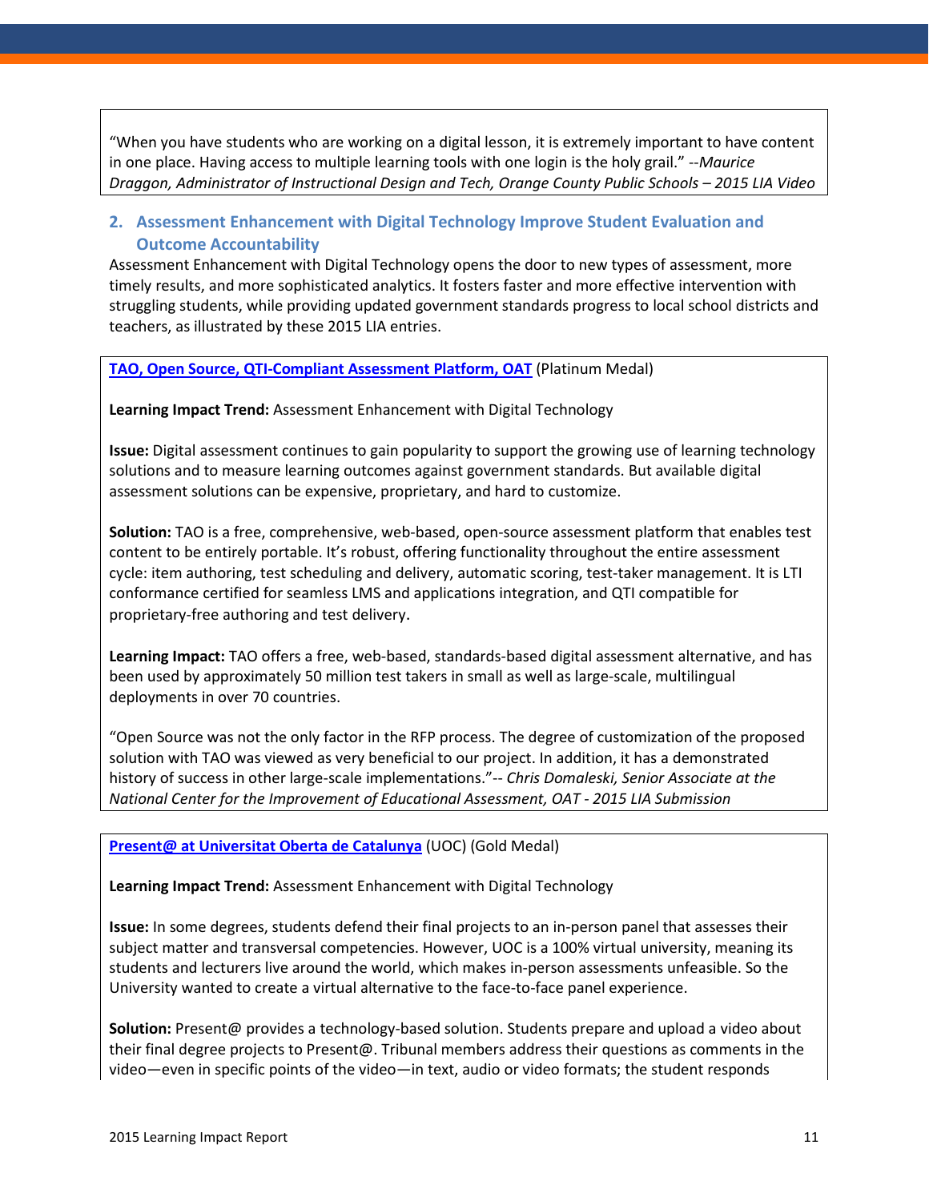“When you have students who are working on a digital lesson, it is extremely important to have content in one place. Having access to multiple learning tools with one login is the holy grail.” --*Maurice Draggon, Administrator of Instructional Design and Tech, Orange County Public Schools – 2015 LIA Video*

### 2. Assessment Enhancement with Digital Technology Improve Student Evaluation and Outcome Accountability

Assessment Enhancement with Digital Technology opens the door to new types of assessment, more timely results, and more sophisticated analytics. It fosters faster and more effective intervention with struggling students, while providing updated government standards progress to local school districts and teachers, as illustrated by these 2015 LIA entries.

**TAO, Open Source, QTI-Compliant Assessment Platform, OAT** (Platinum Medal)

**Learning Impact Trend:** Assessment Enhancement with Digital Technology

**Issue:** Digital assessment continues to gain popularity to support the growing use of learning technology solutions and to measure learning outcomes against government standards. But available digital assessment solutions can be expensive, proprietary, and hard to customize.

**Solution:** TAO is a free, comprehensive, web-based, open-source assessment platform that enables test content to be entirely portable. It’s robust, offering functionality throughout the entire assessment cycle: item authoring, test scheduling and delivery, automatic scoring, test-taker management. It is LTI conformance certified for seamless LMS and applications integration, and QTI compatible for proprietary-free authoring and test delivery.

**Learning Impact:** TAO offers a free, web-based, standards-based digital assessment alternative, and has been used by approximately 50 million test takers in small as well as large-scale, multilingual deployments in over 70 countries.

“Open Source was not the only factor in the RFP process. The degree of customization of the proposed solution with TAO was viewed as very beneficial to our project. In addition, it has a demonstrated history of success in other large-scale implementations.”-- *Chris Domaleski, Senior Associate at the National Center for the Improvement of Educational Assessment, OAT - 2015 LIA Submission*

**Present@ at Universitat Oberta de Catalunya** (UOC) (Gold Medal)

**Learning Impact Trend:** Assessment Enhancement with Digital Technology

**Issue:** In some degrees, students defend their final projects to an in-person panel that assesses their subject matter and transversal competencies. However, UOC is a 100% virtual university, meaning its students and lecturers live around the world, which makes in-person assessments unfeasible. So the University wanted to create a virtual alternative to the face-to-face panel experience.

**Solution:** Present@ provides a technology-based solution. Students prepare and upload a video about their final degree projects to Present@. Tribunal members address their questions as comments in the video—even in specific points of the video—in text, audio or video formats; the student responds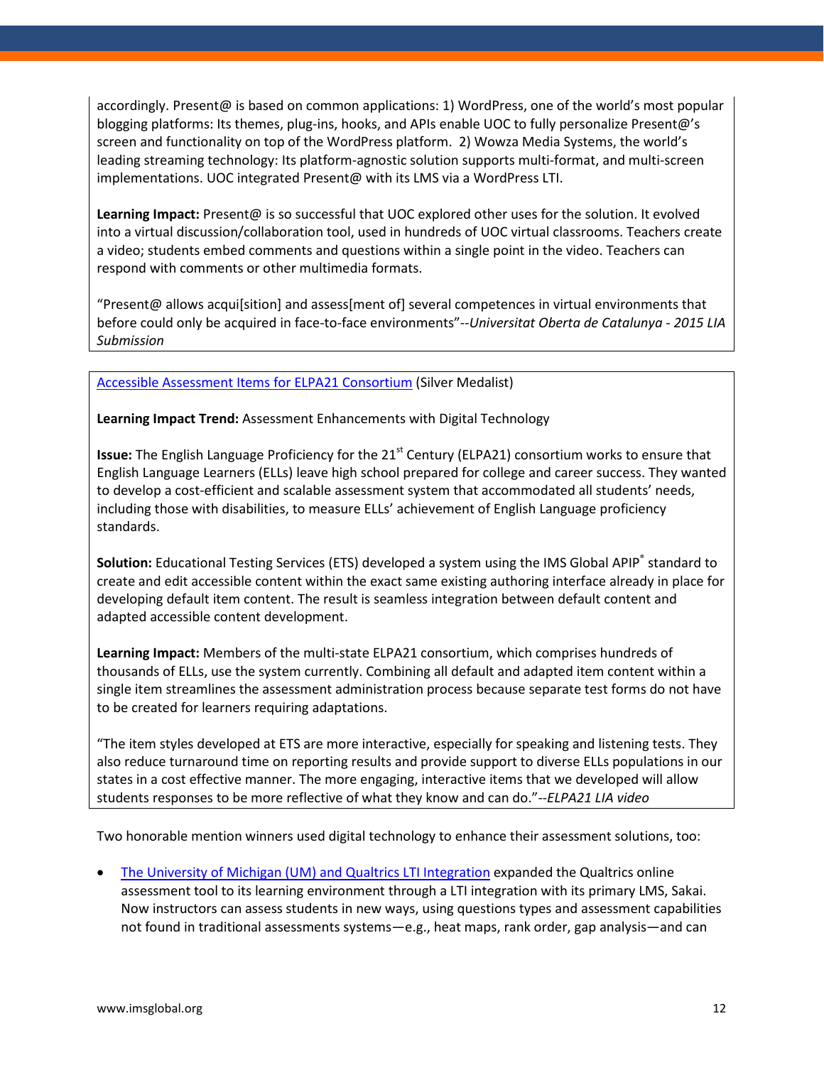accordingly. Present@ is based on common applications: 1) WordPress, one of the world's most popular blogging platforms: Its themes, plug-ins, hooks, and APIs enable UOC to fully personalize Present@'s screen and functionality on top of the WordPress platform. 2) Wowza Media Systems, the world's leading streaming technology: Its platform-agnostic solution supports multi-format, and multi-screen implementations. UOC integrated Present@ with its LMS via a WordPress LTI.

**Learning Impact:** Present@ is so successful that UOC explored other uses for the solution. It evolved into a virtual discussion/collaboration tool, used in hundreds of UOC virtual classrooms. Teachers create a video; students embed comments and questions within a single point in the video. Teachers can respond with comments or other multimedia formats.

"Present@ allows acqui[sition] and assess[ment of] several competences in virtual environments that before could only be acquired in face-to-face environments"--*Universitat Oberta de Catalunya - 2015 LIA Submission*

Accessible Assessment Items for ELPA21 Consortium (Silver Medalist)

**Learning Impact Trend:** Assessment Enhancements with Digital Technology

**Issue:** The English Language Proficiency for the 21st Century (ELPA21) consortium works to ensure that English Language Learners (ELLs) leave high school prepared for college and career success. They wanted to develop a cost-efficient and scalable assessment system that accommodated all students' needs, including those with disabilities, to measure ELLs' achievement of English Language proficiency standards.

**Solution:** Educational Testing Services (ETS) developed a system using the IMS Global APIP® standard to create and edit accessible content within the exact same existing authoring interface already in place for developing default item content. The result is seamless integration between default content and adapted accessible content development.

**Learning Impact:** Members of the multi-state ELPA21 consortium, which comprises hundreds of thousands of ELLs, use the system currently. Combining all default and adapted item content within a single item streamlines the assessment administration process because separate test forms do not have to be created for learners requiring adaptations.

"The item styles developed at ETS are more interactive, especially for speaking and listening tests. They also reduce turnaround time on reporting results and provide support to diverse ELLs populations in our states in a cost effective manner. The more engaging, interactive items that we developed will allow students responses to be more reflective of what they know and can do."--*ELPA21 LIA video*

Two honorable mention winners used digital technology to enhance their assessment solutions, too:

- The University of Michigan (UM) and Qualtrics LTI Integration expanded the Qualtrics online assessment tool to its learning environment through a LTI integration with its primary LMS, Sakai. Now instructors can assess students in new ways, using questions types and assessment capabilities not found in traditional assessments systems—e.g., heat maps, rank order, gap analysis—and can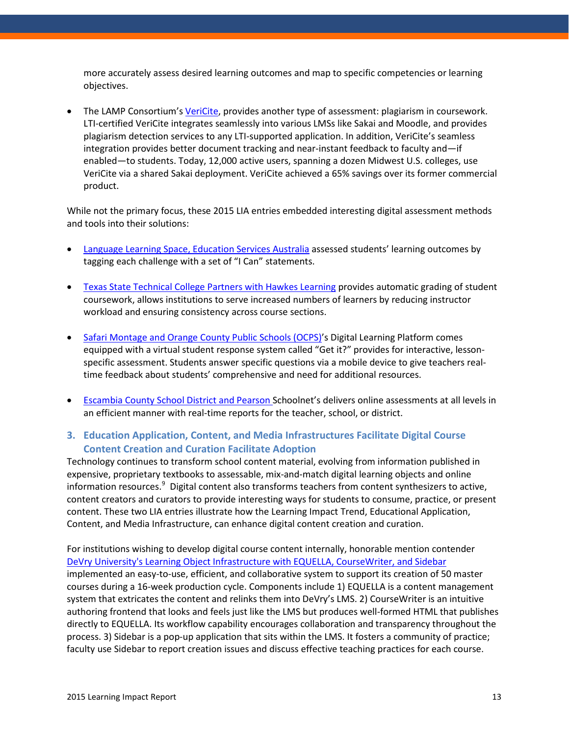more accurately assess desired learning outcomes and map to specific competencies or learning objectives.

- The LAMP Consortium's VeriCite, provides another type of assessment: plagiarism in coursework. LTI-certified VeriCite integrates seamlessly into various LMSs like Sakai and Moodle, and provides plagiarism detection services to any LTI-supported application. In addition, VeriCite's seamless integration provides better document tracking and near-instant feedback to faculty and—if enabled—to students. Today, 12,000 active users, spanning a dozen Midwest U.S. colleges, use VeriCite via a shared Sakai deployment. VeriCite achieved a 65% savings over its former commercial product.

While not the primary focus, these 2015 LIA entries embedded interesting digital assessment methods and tools into their solutions:

- Language Learning Space, Education Services Australia assessed students' learning outcomes by tagging each challenge with a set of "I Can" statements.
- Texas State Technical College Partners with Hawkes Learning provides automatic grading of student coursework, allows institutions to serve increased numbers of learners by reducing instructor workload and ensuring consistency across course sections.
- Safari Montage and Orange County Public Schools (OCPS)'s Digital Learning Platform comes equipped with a virtual student response system called "Get it?" provides for interactive, lesson-specific assessment. Students answer specific questions via a mobile device to give teachers real-time feedback about students' comprehensive and need for additional resources.
- Escambia County School District and Pearson Schoolnet's delivers online assessments at all levels in an efficient manner with real-time reports for the teacher, school, or district.

### 3. Education Application, Content, and Media Infrastructures Facilitate Digital Course Content Creation and Curation Facilitate Adoption

Technology continues to transform school content material, evolving from information published in expensive, proprietary textbooks to assessable, mix-and-match digital learning objects and online information resources.[9] Digital content also transforms teachers from content synthesizers to active, content creators and curators to provide interesting ways for students to consume, practice, or present content. These two LIA entries illustrate how the Learning Impact Trend, Educational Application, Content, and Media Infrastructure, can enhance digital content creation and curation.

For institutions wishing to develop digital course content internally, honorable mention contender DeVry University's Learning Object Infrastructure with EQUELLA, CourseWriter, and Sidebar implemented an easy-to-use, efficient, and collaborative system to support its creation of 50 master courses during a 16-week production cycle. Components include 1) EQUELLA is a content management system that extricates the content and relinks them into DeVry's LMS. 2) CourseWriter is an intuitive authoring frontend that looks and feels just like the LMS but produces well-formed HTML that publishes directly to EQUELLA. Its workflow capability encourages collaboration and transparency throughout the process. 3) Sidebar is a pop-up application that sits within the LMS. It fosters a community of practice; faculty use Sidebar to report creation issues and discuss effective teaching practices for each course.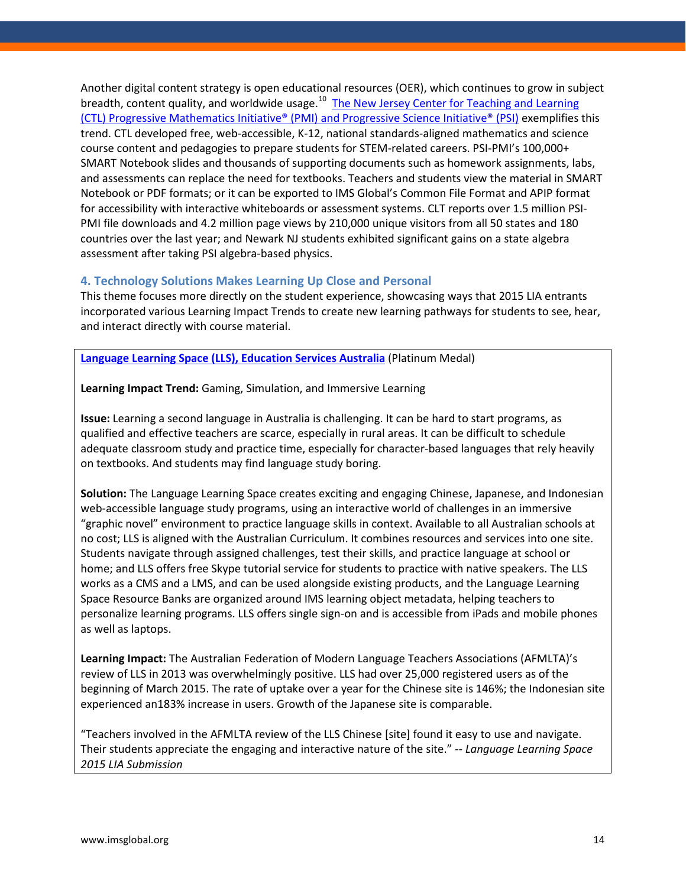Another digital content strategy is open educational resources (OER), which continues to grow in subject breadth, content quality, and worldwide usage.[10] The New Jersey Center for Teaching and Learning (CTL) Progressive Mathematics Initiative® (PMI) and Progressive Science Initiative® (PSI) exemplifies this trend. CTL developed free, web-accessible, K-12, national standards-aligned mathematics and science course content and pedagogies to prepare students for STEM-related careers. PSI-PMI's 100,000+ SMART Notebook slides and thousands of supporting documents such as homework assignments, labs, and assessments can replace the need for textbooks. Teachers and students view the material in SMART Notebook or PDF formats; or it can be exported to IMS Global's Common File Format and APIP format for accessibility with interactive whiteboards or assessment systems. CLT reports over 1.5 million PSI-PMI file downloads and 4.2 million page views by 210,000 unique visitors from all 50 states and 180 countries over the last year; and Newark NJ students exhibited significant gains on a state algebra assessment after taking PSI algebra-based physics.

### 4. Technology Solutions Makes Learning Up Close and Personal

This theme focuses more directly on the student experience, showcasing ways that 2015 LIA entrants incorporated various Learning Impact Trends to create new learning pathways for students to see, hear, and interact directly with course material.

**Language Learning Space (LLS), Education Services Australia** (Platinum Medal)

**Learning Impact Trend:** Gaming, Simulation, and Immersive Learning

**Issue:** Learning a second language in Australia is challenging. It can be hard to start programs, as qualified and effective teachers are scarce, especially in rural areas. It can be difficult to schedule adequate classroom study and practice time, especially for character-based languages that rely heavily on textbooks. And students may find language study boring.

**Solution:** The Language Learning Space creates exciting and engaging Chinese, Japanese, and Indonesian web-accessible language study programs, using an interactive world of challenges in an immersive "graphic novel" environment to practice language skills in context. Available to all Australian schools at no cost; LLS is aligned with the Australian Curriculum. It combines resources and services into one site. Students navigate through assigned challenges, test their skills, and practice language at school or home; and LLS offers free Skype tutorial service for students to practice with native speakers. The LLS works as a CMS and a LMS, and can be used alongside existing products, and the Language Learning Space Resource Banks are organized around IMS learning object metadata, helping teachers to personalize learning programs. LLS offers single sign-on and is accessible from iPads and mobile phones as well as laptops.

**Learning Impact:** The Australian Federation of Modern Language Teachers Associations (AFMLTA)'s review of LLS in 2013 was overwhelmingly positive. LLS had over 25,000 registered users as of the beginning of March 2015. The rate of uptake over a year for the Chinese site is 146%; the Indonesian site experienced an183% increase in users. Growth of the Japanese site is comparable.

"Teachers involved in the AFMLTA review of the LLS Chinese [site] found it easy to use and navigate. Their students appreciate the engaging and interactive nature of the site." -- *Language Learning Space 2015 LIA Submission*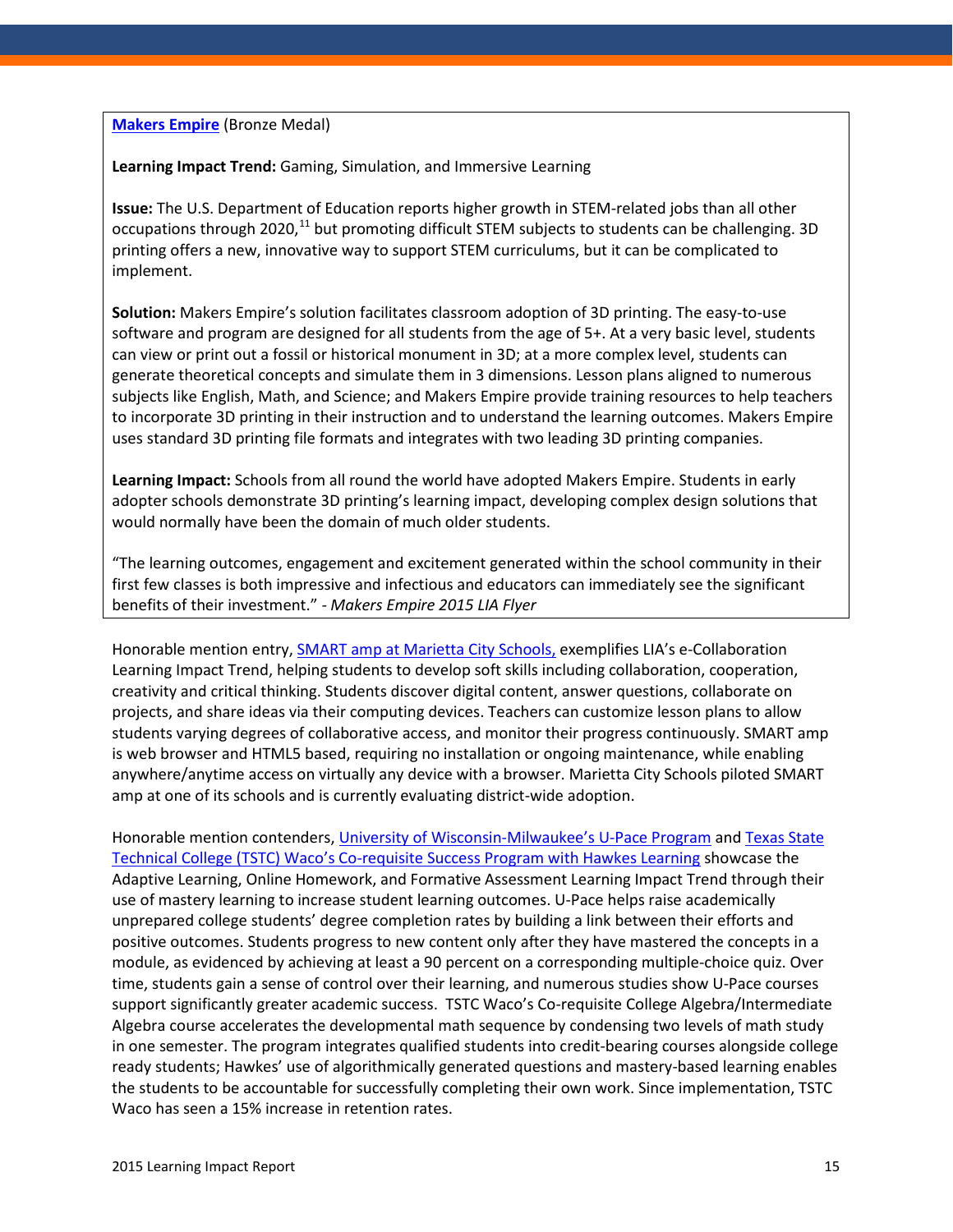**Makers Empire** (Bronze Medal)

**Learning Impact Trend:** Gaming, Simulation, and Immersive Learning

**Issue:** The U.S. Department of Education reports higher growth in STEM-related jobs than all other occupations through 2020,[11] but promoting difficult STEM subjects to students can be challenging. 3D printing offers a new, innovative way to support STEM curriculums, but it can be complicated to implement.

**Solution:** Makers Empire's solution facilitates classroom adoption of 3D printing. The easy-to-use software and program are designed for all students from the age of 5+. At a very basic level, students can view or print out a fossil or historical monument in 3D; at a more complex level, students can generate theoretical concepts and simulate them in 3 dimensions. Lesson plans aligned to numerous subjects like English, Math, and Science; and Makers Empire provide training resources to help teachers to incorporate 3D printing in their instruction and to understand the learning outcomes. Makers Empire uses standard 3D printing file formats and integrates with two leading 3D printing companies.

**Learning Impact:** Schools from all round the world have adopted Makers Empire. Students in early adopter schools demonstrate 3D printing's learning impact, developing complex design solutions that would normally have been the domain of much older students.

"The learning outcomes, engagement and excitement generated within the school community in their first few classes is both impressive and infectious and educators can immediately see the significant benefits of their investment." - *Makers Empire 2015 LIA Flyer*

Honorable mention entry, SMART amp at Marietta City Schools, exemplifies LIA's e-Collaboration Learning Impact Trend, helping students to develop soft skills including collaboration, cooperation, creativity and critical thinking. Students discover digital content, answer questions, collaborate on projects, and share ideas via their computing devices. Teachers can customize lesson plans to allow students varying degrees of collaborative access, and monitor their progress continuously. SMART amp is web browser and HTML5 based, requiring no installation or ongoing maintenance, while enabling anywhere/anytime access on virtually any device with a browser. Marietta City Schools piloted SMART amp at one of its schools and is currently evaluating district-wide adoption.

Honorable mention contenders, University of Wisconsin-Milwaukee's U-Pace Program and Texas State Technical College (TSTC) Waco's Co-requisite Success Program with Hawkes Learning showcase the Adaptive Learning, Online Homework, and Formative Assessment Learning Impact Trend through their use of mastery learning to increase student learning outcomes. U-Pace helps raise academically unprepared college students' degree completion rates by building a link between their efforts and positive outcomes. Students progress to new content only after they have mastered the concepts in a module, as evidenced by achieving at least a 90 percent on a corresponding multiple-choice quiz. Over time, students gain a sense of control over their learning, and numerous studies show U-Pace courses support significantly greater academic success. TSTC Waco's Co-requisite College Algebra/Intermediate Algebra course accelerates the developmental math sequence by condensing two levels of math study in one semester. The program integrates qualified students into credit-bearing courses alongside college ready students; Hawkes' use of algorithmically generated questions and mastery-based learning enables the students to be accountable for successfully completing their own work. Since implementation, TSTC Waco has seen a 15% increase in retention rates.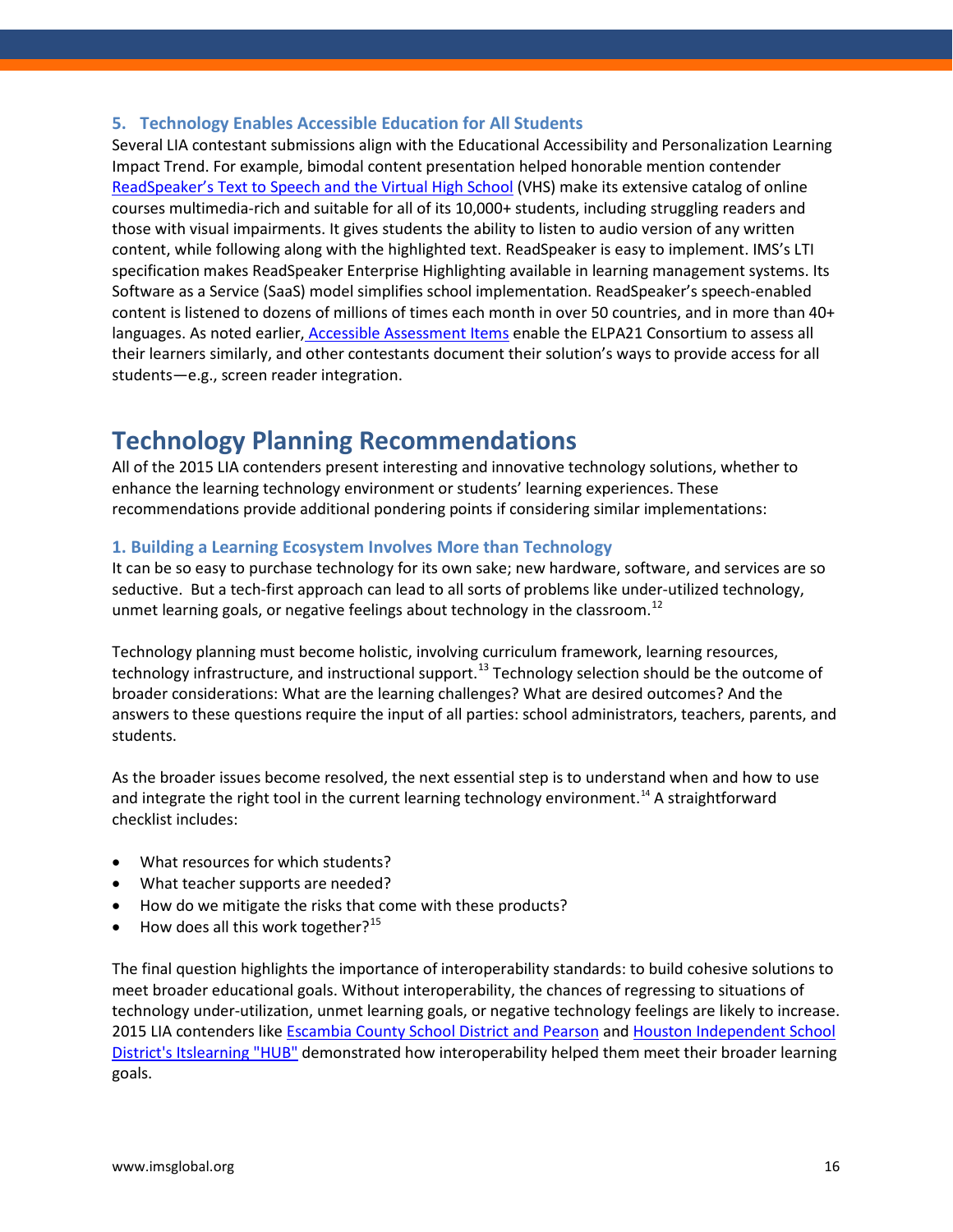### 5. Technology Enables Accessible Education for All Students

Several LIA contestant submissions align with the Educational Accessibility and Personalization Learning Impact Trend. For example, bimodal content presentation helped honorable mention contender ReadSpeaker's Text to Speech and the Virtual High School (VHS) make its extensive catalog of online courses multimedia-rich and suitable for all of its 10,000+ students, including struggling readers and those with visual impairments. It gives students the ability to listen to audio version of any written content, while following along with the highlighted text. ReadSpeaker is easy to implement. IMS's LTI specification makes ReadSpeaker Enterprise Highlighting available in learning management systems. Its Software as a Service (SaaS) model simplifies school implementation. ReadSpeaker's speech-enabled content is listened to dozens of millions of times each month in over 50 countries, and in more than 40+ languages. As noted earlier, Accessible Assessment Items enable the ELPA21 Consortium to assess all their learners similarly, and other contestants document their solution's ways to provide access for all students—e.g., screen reader integration.

## Technology Planning Recommendations

All of the 2015 LIA contenders present interesting and innovative technology solutions, whether to enhance the learning technology environment or students' learning experiences. These recommendations provide additional pondering points if considering similar implementations:

### 1. Building a Learning Ecosystem Involves More than Technology

It can be so easy to purchase technology for its own sake; new hardware, software, and services are so seductive. But a tech-first approach can lead to all sorts of problems like under-utilized technology, unmet learning goals, or negative feelings about technology in the classroom.[12]

Technology planning must become holistic, involving curriculum framework, learning resources, technology infrastructure, and instructional support.[13] Technology selection should be the outcome of broader considerations: What are the learning challenges? What are desired outcomes? And the answers to these questions require the input of all parties: school administrators, teachers, parents, and students.

As the broader issues become resolved, the next essential step is to understand when and how to use and integrate the right tool in the current learning technology environment.[14] A straightforward checklist includes:

- What resources for which students?
- What teacher supports are needed?
- How do we mitigate the risks that come with these products?
- How does all this work together?[15]

The final question highlights the importance of interoperability standards: to build cohesive solutions to meet broader educational goals. Without interoperability, the chances of regressing to situations of technology under-utilization, unmet learning goals, or negative technology feelings are likely to increase. 2015 LIA contenders like Escambia County School District and Pearson and Houston Independent School District's Itslearning "HUB" demonstrated how interoperability helped them meet their broader learning goals.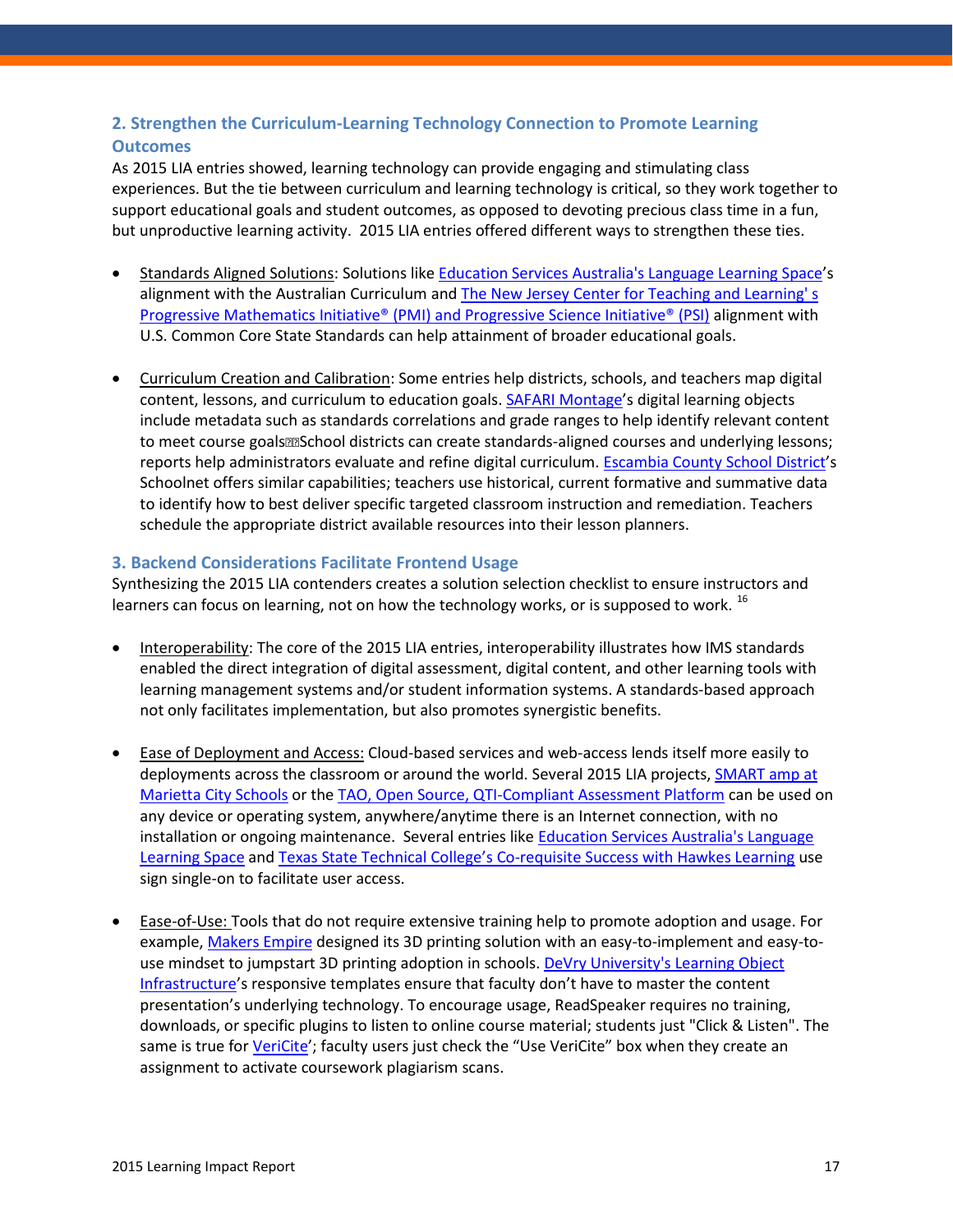## 2. Strengthen the Curriculum-Learning Technology Connection to Promote Learning Outcomes

As 2015 LIA entries showed, learning technology can provide engaging and stimulating class experiences. But the tie between curriculum and learning technology is critical, so they work together to support educational goals and student outcomes, as opposed to devoting precious class time in a fun, but unproductive learning activity. 2015 LIA entries offered different ways to strengthen these ties.

- Standards Aligned Solutions: Solutions like Education Services Australia's Language Learning Space's alignment with the Australian Curriculum and The New Jersey Center for Teaching and Learning' s Progressive Mathematics Initiative® (PMI) and Progressive Science Initiative® (PSI) alignment with U.S. Common Core State Standards can help attainment of broader educational goals.

- Curriculum Creation and Calibration: Some entries help districts, schools, and teachers map digital content, lessons, and curriculum to education goals. SAFARI Montage's digital learning objects include metadata such as standards correlations and grade ranges to help identify relevant content to meet course goals. School districts can create standards-aligned courses and underlying lessons; reports help administrators evaluate and refine digital curriculum. Escambia County School District's Schoolnet offers similar capabilities; teachers use historical, current formative and summative data to identify how to best deliver specific targeted classroom instruction and remediation. Teachers schedule the appropriate district available resources into their lesson planners.

## 3. Backend Considerations Facilitate Frontend Usage

Synthesizing the 2015 LIA contenders creates a solution selection checklist to ensure instructors and learners can focus on learning, not on how the technology works, or is supposed to work. [16]

- Interoperability: The core of the 2015 LIA entries, interoperability illustrates how IMS standards enabled the direct integration of digital assessment, digital content, and other learning tools with learning management systems and/or student information systems. A standards-based approach not only facilitates implementation, but also promotes synergistic benefits.

- Ease of Deployment and Access: Cloud-based services and web-access lends itself more easily to deployments across the classroom or around the world. Several 2015 LIA projects, SMART amp at Marietta City Schools or the TAO, Open Source, QTI-Compliant Assessment Platform can be used on any device or operating system, anywhere/anytime there is an Internet connection, with no installation or ongoing maintenance. Several entries like Education Services Australia's Language Learning Space and Texas State Technical College's Co-requisite Success with Hawkes Learning use sign single-on to facilitate user access.

- Ease-of-Use: Tools that do not require extensive training help to promote adoption and usage. For example, Makers Empire designed its 3D printing solution with an easy-to-implement and easy-to-use mindset to jumpstart 3D printing adoption in schools. DeVry University's Learning Object Infrastructure's responsive templates ensure that faculty don't have to master the content presentation's underlying technology. To encourage usage, ReadSpeaker requires no training, downloads, or specific plugins to listen to online course material; students just "Click & Listen". The same is true for VeriCite'; faculty users just check the "Use VeriCite" box when they create an assignment to activate coursework plagiarism scans.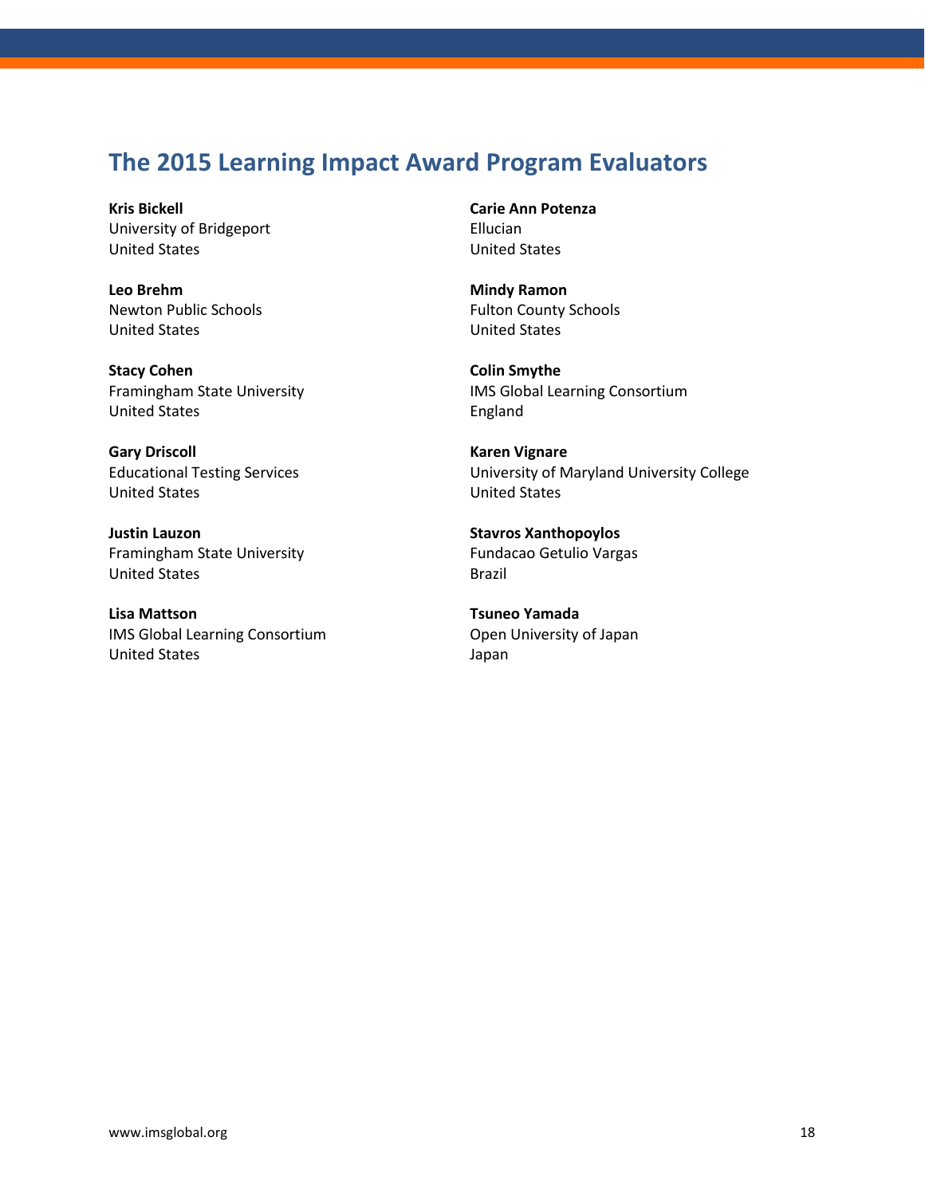## The 2015 Learning Impact Award Program Evaluators

**Kris Bickell**
University of Bridgeport
United States

**Leo Brehm**
Newton Public Schools
United States

**Stacy Cohen**
Framingham State University
United States

**Gary Driscoll**
Educational Testing Services
United States

**Justin Lauzon**
Framingham State University
United States

**Lisa Mattson**
IMS Global Learning Consortium
United States

**Carie Ann Potenza**
Ellucian
United States

**Mindy Ramon**
Fulton County Schools
United States

**Colin Smythe**
IMS Global Learning Consortium
England

**Karen Vignare**
University of Maryland University College
United States

**Stavros Xanthopoylos**
Fundacao Getulio Vargas
Brazil

**Tsuneo Yamada**
Open University of Japan
Japan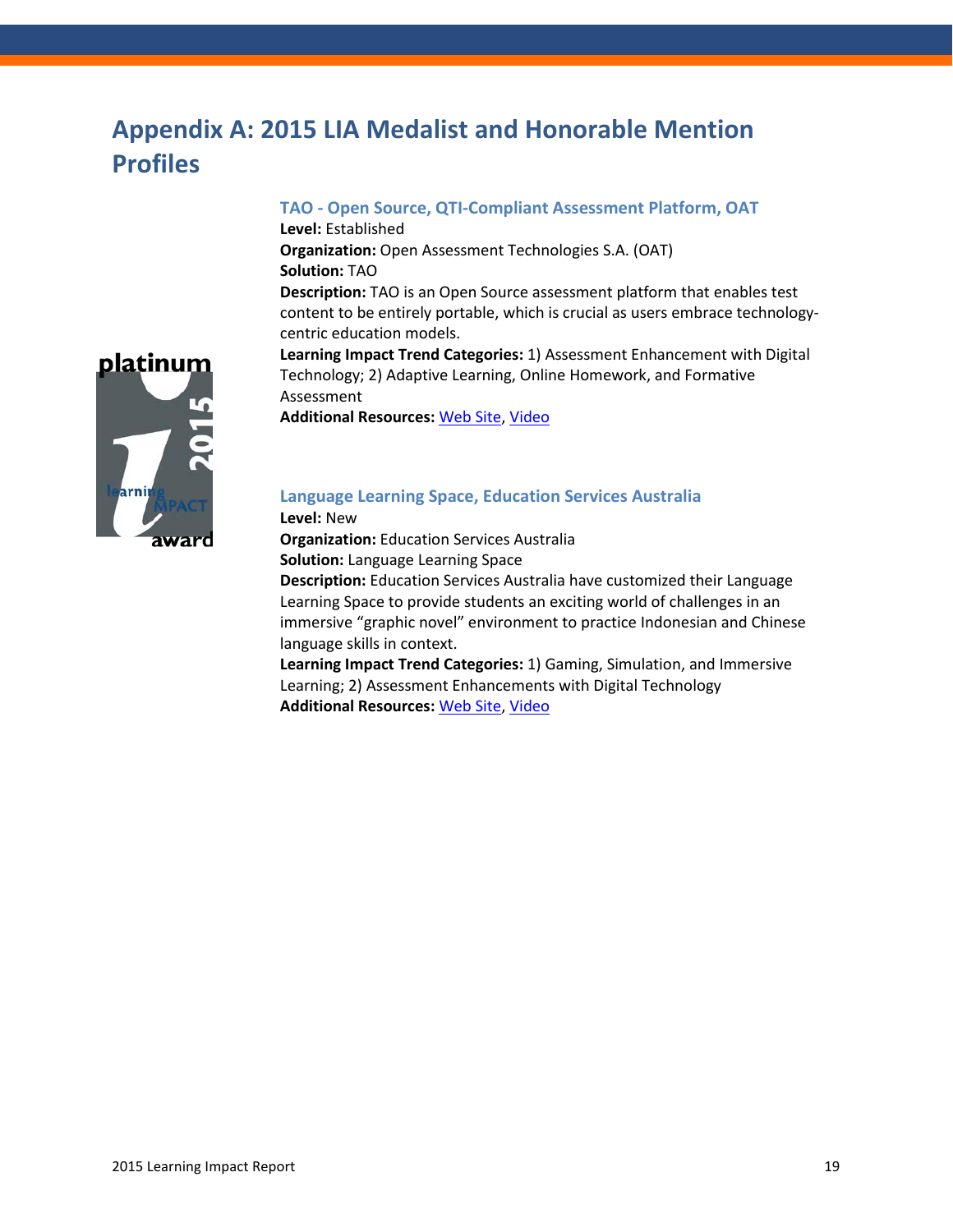# Appendix A: 2015 LIA Medalist and Honorable Mention Profiles

### TAO - Open Source, QTI-Compliant Assessment Platform, OAT

**Level:** Established
**Organization:** Open Assessment Technologies S.A. (OAT)
**Solution:** TAO
**Description:** TAO is an Open Source assessment platform that enables test content to be entirely portable, which is crucial as users embrace technology-centric education models.
**Learning Impact Trend Categories:** 1) Assessment Enhancement with Digital Technology; 2) Adaptive Learning, Online Homework, and Formative Assessment
**Additional Resources:** Web Site, Video

### Language Learning Space, Education Services Australia

**Level:** New
**Organization:** Education Services Australia
**Solution:** Language Learning Space
**Description:** Education Services Australia have customized their Language Learning Space to provide students an exciting world of challenges in an immersive "graphic novel" environment to practice Indonesian and Chinese language skills in context.
**Learning Impact Trend Categories:** 1) Gaming, Simulation, and Immersive Learning; 2) Assessment Enhancements with Digital Technology
**Additional Resources:** Web Site, Video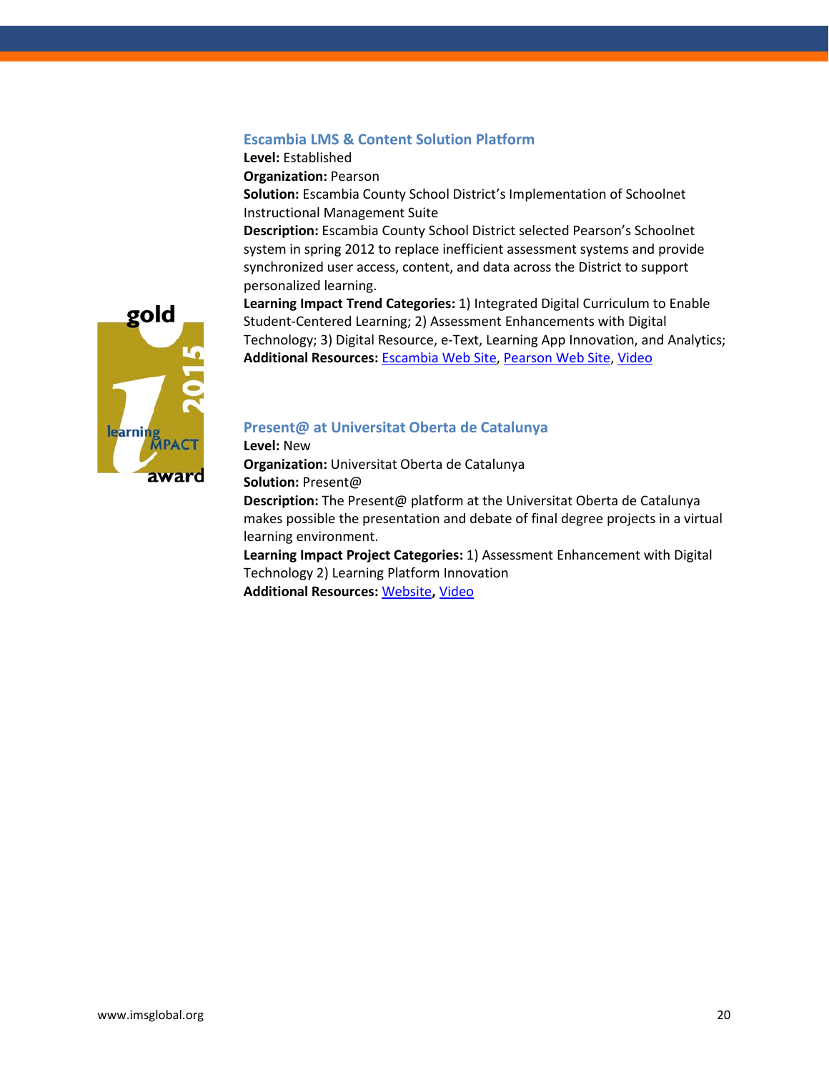### Escambia LMS & Content Solution Platform

**Level:** Established
**Organization:** Pearson
**Solution:** Escambia County School District's Implementation of Schoolnet Instructional Management Suite
**Description:** Escambia County School District selected Pearson's Schoolnet system in spring 2012 to replace inefficient assessment systems and provide synchronized user access, content, and data across the District to support personalized learning.
**Learning Impact Trend Categories:** 1) Integrated Digital Curriculum to Enable Student-Centered Learning; 2) Assessment Enhancements with Digital Technology; 3) Digital Resource, e-Text, Learning App Innovation, and Analytics;
**Additional Resources:** Escambia Web Site, Pearson Web Site, Video

### Present@ at Universitat Oberta de Catalunya

**Level:** New
**Organization:** Universitat Oberta de Catalunya
**Solution:** Present@
**Description:** The Present@ platform at the Universitat Oberta de Catalunya makes possible the presentation and debate of final degree projects in a virtual learning environment.
**Learning Impact Project Categories:** 1) Assessment Enhancement with Digital Technology 2) Learning Platform Innovation
**Additional Resources:** Website**,** Video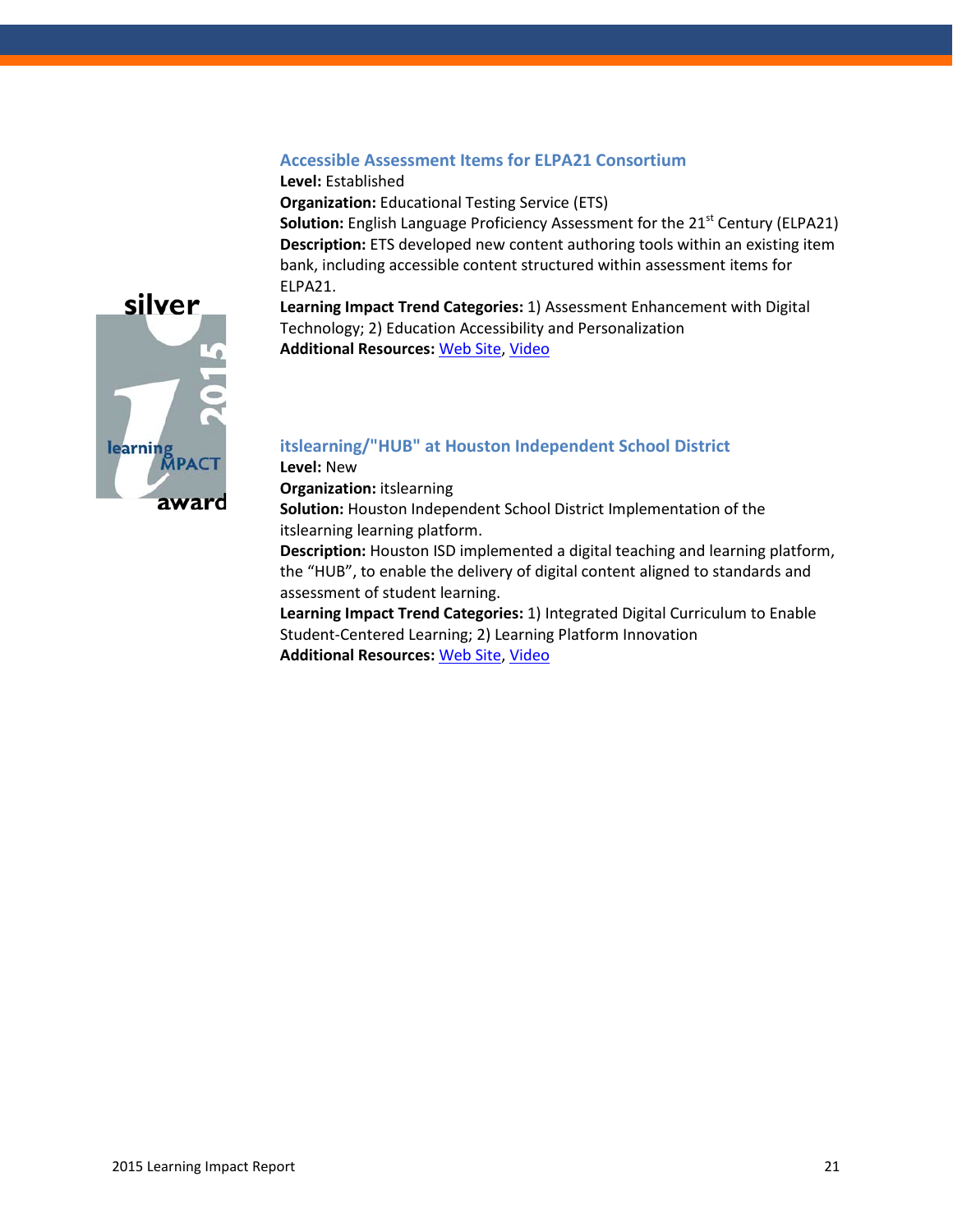### Accessible Assessment Items for ELPA21 Consortium

**Level:** Established
**Organization:** Educational Testing Service (ETS)
**Solution:** English Language Proficiency Assessment for the 21st Century (ELPA21)
**Description:** ETS developed new content authoring tools within an existing item bank, including accessible content structured within assessment items for ELPA21.
**Learning Impact Trend Categories:** 1) Assessment Enhancement with Digital Technology; 2) Education Accessibility and Personalization
**Additional Resources:** Web Site, Video

### itslearning/"HUB" at Houston Independent School District

**Level:** New
**Organization:** itslearning
**Solution:** Houston Independent School District Implementation of the itslearning learning platform.
**Description:** Houston ISD implemented a digital teaching and learning platform, the "HUB", to enable the delivery of digital content aligned to standards and assessment of student learning.
**Learning Impact Trend Categories:** 1) Integrated Digital Curriculum to Enable Student-Centered Learning; 2) Learning Platform Innovation
**Additional Resources:** Web Site, Video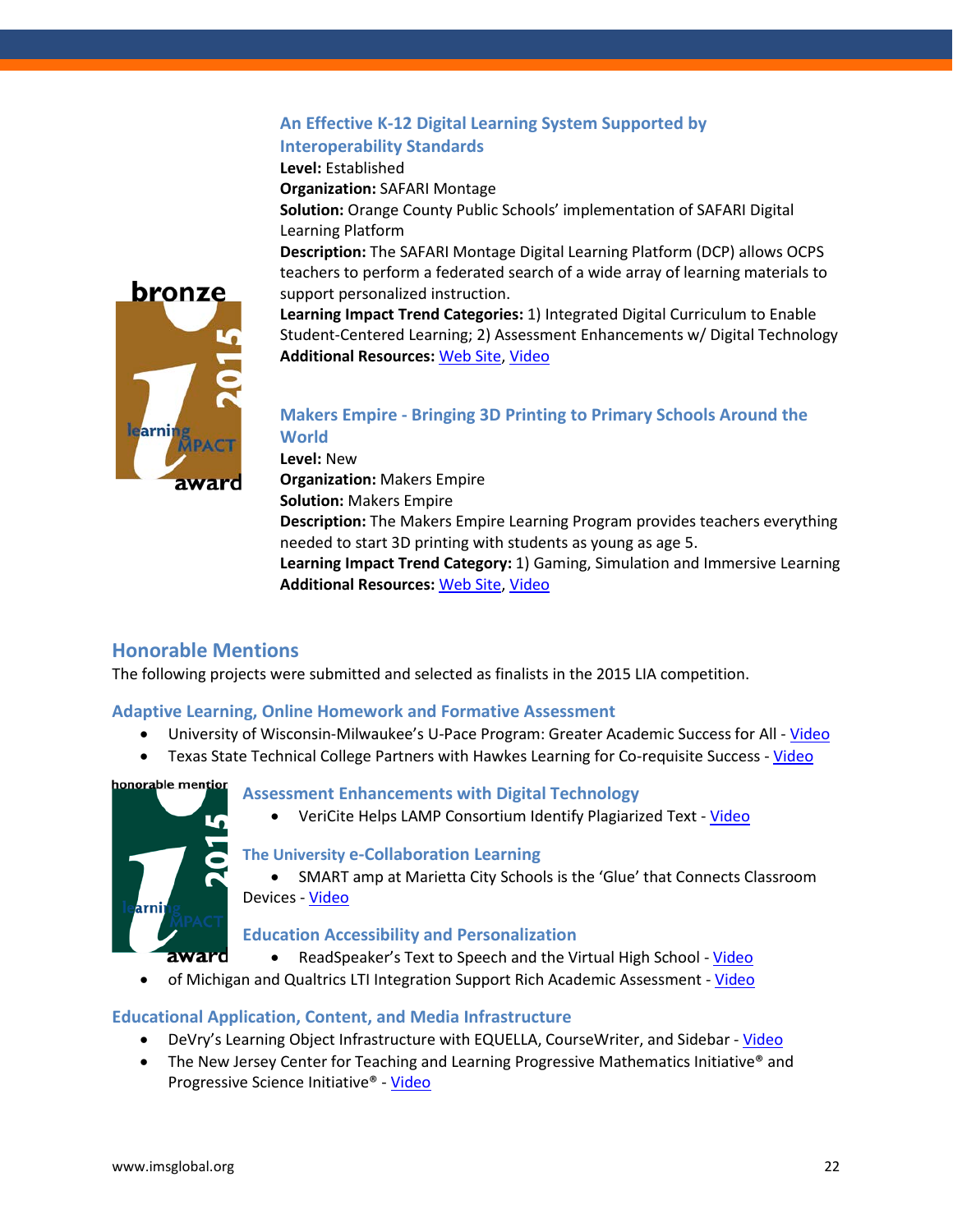### An Effective K-12 Digital Learning System Supported by Interoperability Standards

**Level:** Established
**Organization:** SAFARI Montage
**Solution:** Orange County Public Schools' implementation of SAFARI Digital Learning Platform
**Description:** The SAFARI Montage Digital Learning Platform (DCP) allows OCPS teachers to perform a federated search of a wide array of learning materials to support personalized instruction.
**Learning Impact Trend Categories:** 1) Integrated Digital Curriculum to Enable Student-Centered Learning; 2) Assessment Enhancements w/ Digital Technology
**Additional Resources:** Web Site, Video

### Makers Empire - Bringing 3D Printing to Primary Schools Around the World

**Level:** New
**Organization:** Makers Empire
**Solution:** Makers Empire
**Description:** The Makers Empire Learning Program provides teachers everything needed to start 3D printing with students as young as age 5.
**Learning Impact Trend Category:** 1) Gaming, Simulation and Immersive Learning
**Additional Resources:** Web Site, Video

## Honorable Mentions

The following projects were submitted and selected as finalists in the 2015 LIA competition.

### Adaptive Learning, Online Homework and Formative Assessment

- University of Wisconsin-Milwaukee's U-Pace Program: Greater Academic Success for All - Video
- Texas State Technical College Partners with Hawkes Learning for Co-requisite Success - Video

### Assessment Enhancements with Digital Technology

- VeriCite Helps LAMP Consortium Identify Plagiarized Text - Video

### The University e-Collaboration Learning

- SMART amp at Marietta City Schools is the 'Glue' that Connects Classroom Devices - Video

### Education Accessibility and Personalization

- ReadSpeaker's Text to Speech and the Virtual High School - Video
- of Michigan and Qualtrics LTI Integration Support Rich Academic Assessment - Video

### Educational Application, Content, and Media Infrastructure

- DeVry's Learning Object Infrastructure with EQUELLA, CourseWriter, and Sidebar - Video
- The New Jersey Center for Teaching and Learning Progressive Mathematics Initiative® and Progressive Science Initiative® - Video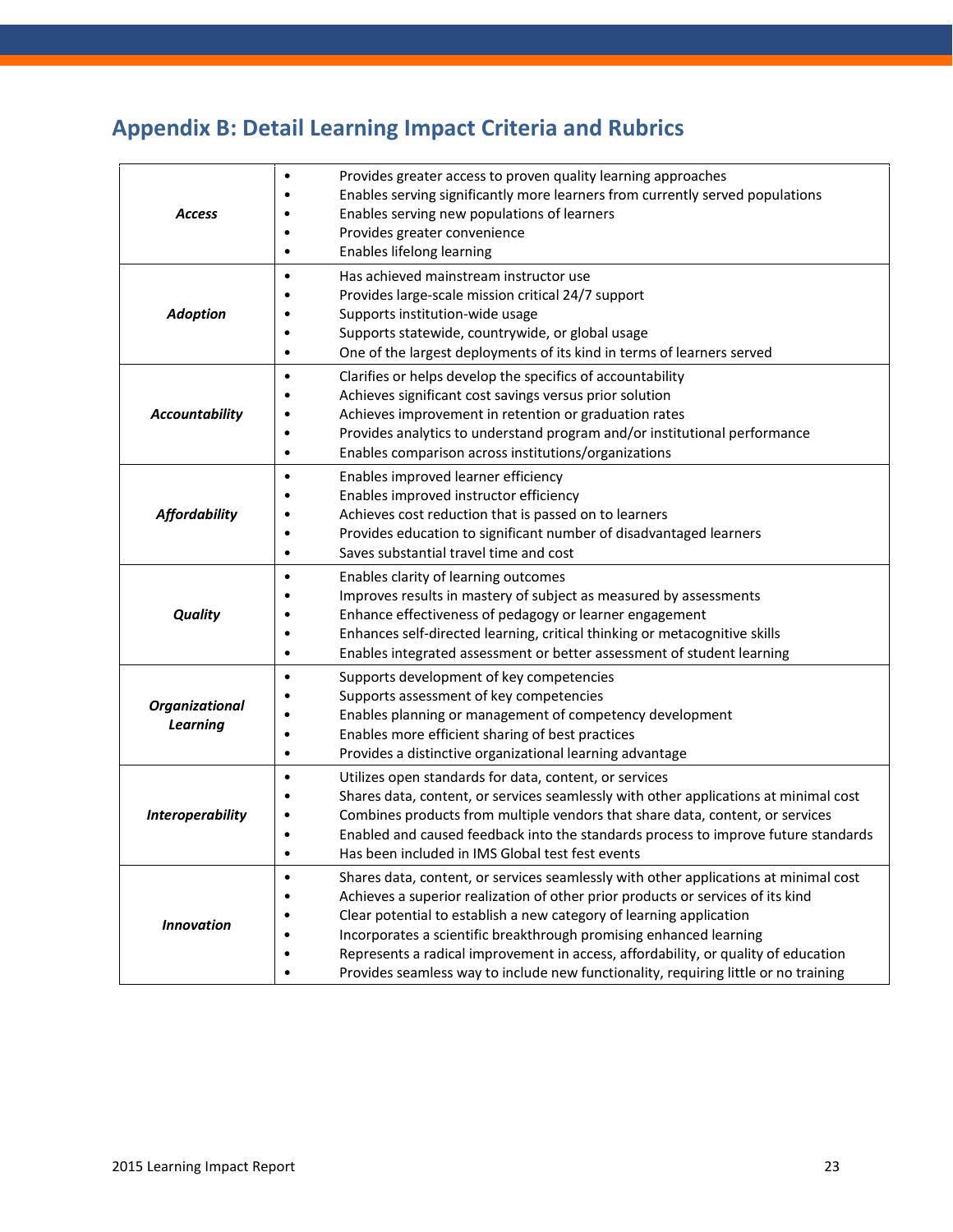## Appendix B: Detail Learning Impact Criteria and Rubrics

| | |
|---|---|
| ***Access*** | • Provides greater access to proven quality learning approaches<br>• Enables serving significantly more learners from currently served populations<br>• Enables serving new populations of learners<br>• Provides greater convenience<br>• Enables lifelong learning |
| ***Adoption*** | • Has achieved mainstream instructor use<br>• Provides large-scale mission critical 24/7 support<br>• Supports institution-wide usage<br>• Supports statewide, countrywide, or global usage<br>• One of the largest deployments of its kind in terms of learners served |
| ***Accountability*** | • Clarifies or helps develop the specifics of accountability<br>• Achieves significant cost savings versus prior solution<br>• Achieves improvement in retention or graduation rates<br>• Provides analytics to understand program and/or institutional performance<br>• Enables comparison across institutions/organizations |
| ***Affordability*** | • Enables improved learner efficiency<br>• Enables improved instructor efficiency<br>• Achieves cost reduction that is passed on to learners<br>• Provides education to significant number of disadvantaged learners<br>• Saves substantial travel time and cost |
| ***Quality*** | • Enables clarity of learning outcomes<br>• Improves results in mastery of subject as measured by assessments<br>• Enhance effectiveness of pedagogy or learner engagement<br>• Enhances self-directed learning, critical thinking or metacognitive skills<br>• Enables integrated assessment or better assessment of student learning |
| ***Organizational Learning*** | • Supports development of key competencies<br>• Supports assessment of key competencies<br>• Enables planning or management of competency development<br>• Enables more efficient sharing of best practices<br>• Provides a distinctive organizational learning advantage |
| ***Interoperability*** | • Utilizes open standards for data, content, or services<br>• Shares data, content, or services seamlessly with other applications at minimal cost<br>• Combines products from multiple vendors that share data, content, or services<br>• Enabled and caused feedback into the standards process to improve future standards<br>• Has been included in IMS Global test fest events |
| ***Innovation*** | • Shares data, content, or services seamlessly with other applications at minimal cost<br>• Achieves a superior realization of other prior products or services of its kind<br>• Clear potential to establish a new category of learning application<br>• Incorporates a scientific breakthrough promising enhanced learning<br>• Represents a radical improvement in access, affordability, or quality of education<br>• Provides seamless way to include new functionality, requiring little or no training |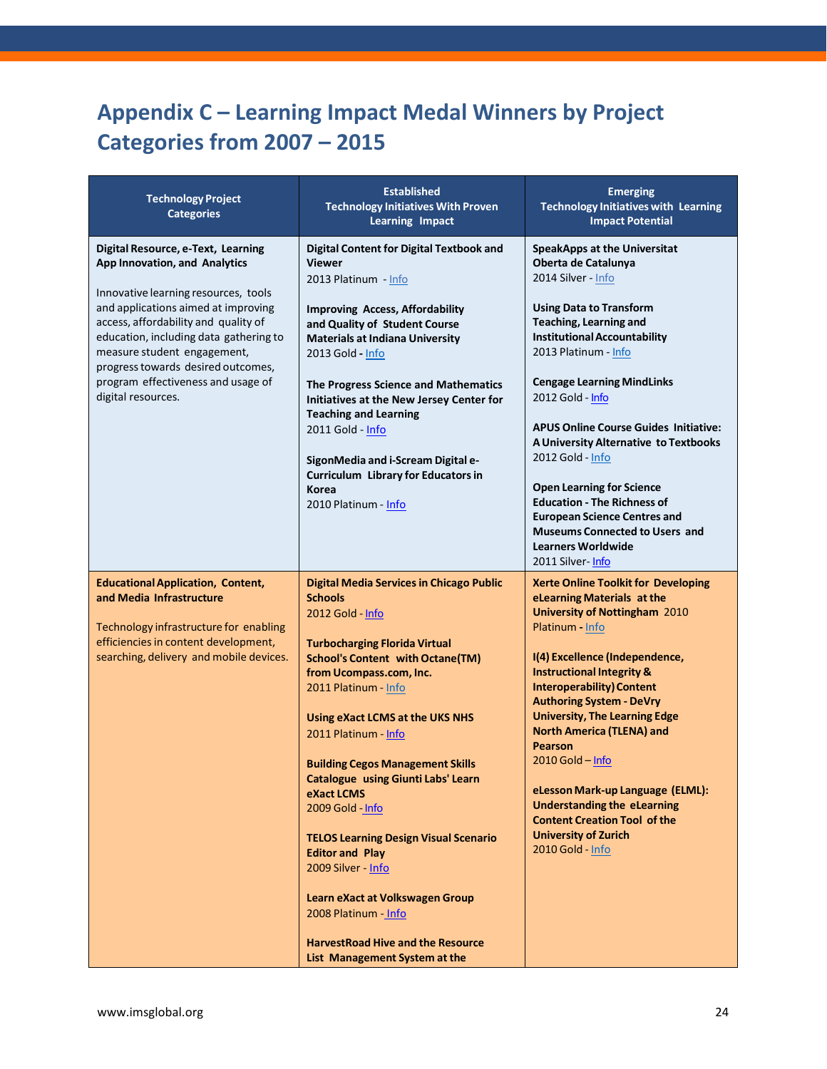# Appendix C – Learning Impact Medal Winners by Project Categories from 2007 – 2015

| Technology Project Categories | Established Technology Initiatives With Proven Learning Impact | Emerging Technology Initiatives with Learning Impact Potential |
|---|---|---|
| **Digital Resource, e-Text, Learning App Innovation, and Analytics**<br><br>Innovative learning resources, tools and applications aimed at improving access, affordability and quality of education, including data gathering to measure student engagement, progress towards desired outcomes, program effectiveness and usage of digital resources. | **Digital Content for Digital Textbook and Viewer**<br>2013 Platinum - Info<br><br>**Improving Access, Affordability and Quality of Student Course Materials at Indiana University**<br>2013 Gold - Info<br><br>**The Progress Science and Mathematics Initiatives at the New Jersey Center for Teaching and Learning**<br>2011 Gold - Info<br><br>**SigonMedia and i-Scream Digital e-Curriculum Library for Educators in Korea**<br>2010 Platinum - Info | **SpeakApps at the Universitat Oberta de Catalunya**<br>2014 Silver - Info<br><br>**Using Data to Transform Teaching, Learning and Institutional Accountability**<br>2013 Platinum - Info<br><br>**Cengage Learning MindLinks**<br>2012 Gold - Info<br><br>**APUS Online Course Guides Initiative: A University Alternative to Textbooks**<br>2012 Gold - Info<br><br>**Open Learning for Science Education - The Richness of European Science Centres and Museums Connected to Users and Learners Worldwide**<br>2011 Silver- Info |
| **Educational Application, Content, and Media Infrastructure**<br><br>Technology infrastructure for enabling efficiencies in content development, searching, delivery and mobile devices. | **Digital Media Services in Chicago Public Schools**<br>2012 Gold - Info<br><br>**Turbocharging Florida Virtual School's Content with Octane(TM) from Ucompass.com, Inc.**<br>2011 Platinum - Info<br><br>**Using eXact LCMS at the UKS NHS**<br>2011 Platinum - Info<br><br>**Building Cegos Management Skills Catalogue using Giunti Labs' Learn eXact LCMS**<br>2009 Gold - Info<br><br>**TELOS Learning Design Visual Scenario Editor and Play**<br>2009 Silver - Info<br><br>**Learn eXact at Volkswagen Group**<br>2008 Platinum - Info<br><br>**HarvestRoad Hive and the Resource List Management System at the** | **Xerte Online Toolkit for Developing eLearning Materials at the University of Nottingham** 2010 Platinum - Info<br><br>**I(4) Excellence (Independence, Instructional Integrity & Interoperability) Content Authoring System - DeVry University, The Learning Edge North America (TLENA) and Pearson**<br>2010 Gold – Info<br><br>**eLesson Mark-up Language (ELML): Understanding the eLearning Content Creation Tool of the University of Zurich**<br>2010 Gold - Info |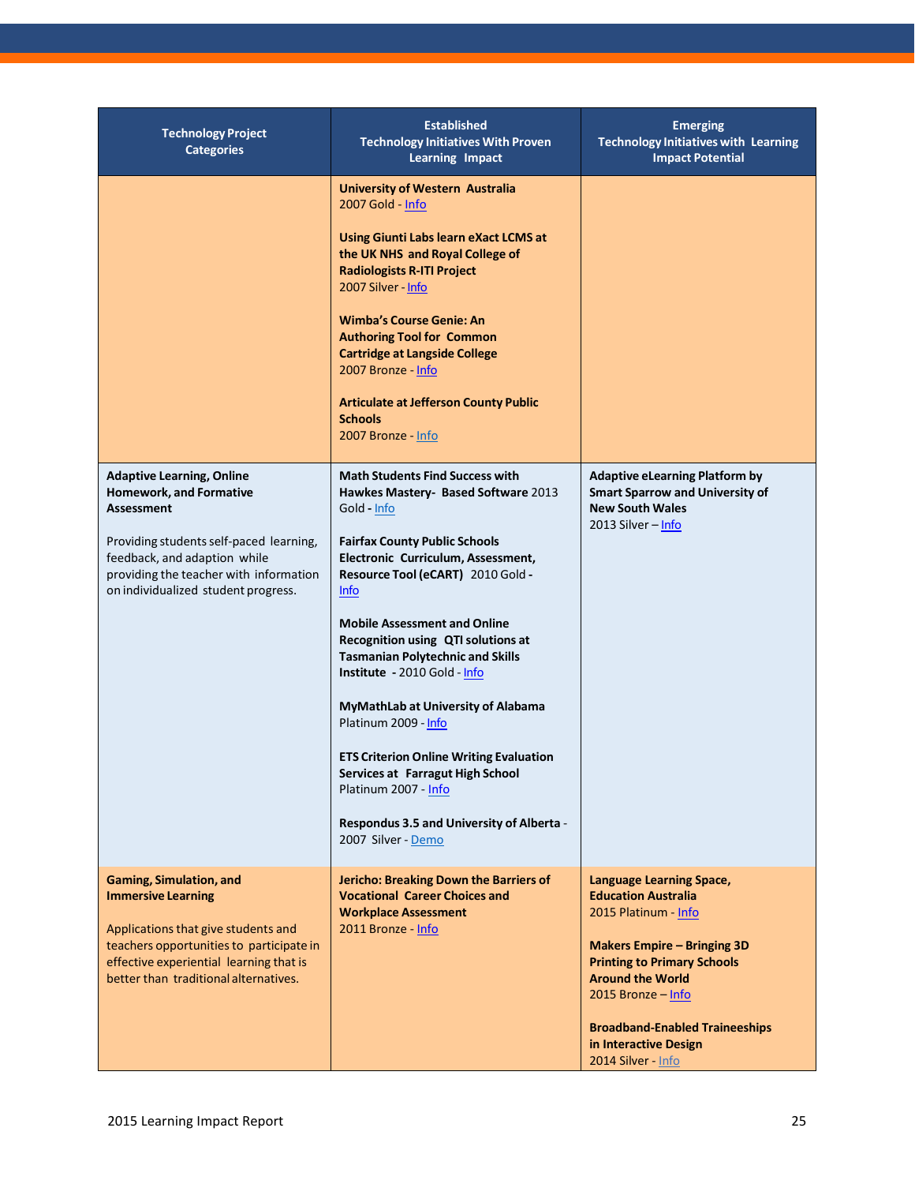| Technology Project Categories | Established Technology Initiatives With Proven Learning Impact | Emerging Technology Initiatives with Learning Impact Potential |
|---|---|---|
| | **University of Western Australia** 2007 Gold - Info<br><br>**Using Giunti Labs learn eXact LCMS at the UK NHS and Royal College of Radiologists R-ITI Project** 2007 Silver - Info<br><br>**Wimba's Course Genie: An Authoring Tool for Common Cartridge at Langside College** 2007 Bronze - Info<br><br>**Articulate at Jefferson County Public Schools** 2007 Bronze - Info | |
| **Adaptive Learning, Online Homework, and Formative Assessment**<br><br>Providing students self-paced learning, feedback, and adaption while providing the teacher with information on individualized student progress. | **Math Students Find Success with Hawkes Mastery- Based Software** 2013 Gold - Info<br><br>**Fairfax County Public Schools Electronic Curriculum, Assessment, Resource Tool (eCART)** 2010 Gold - Info<br><br>**Mobile Assessment and Online Recognition using QTI solutions at Tasmanian Polytechnic and Skills Institute** - 2010 Gold - Info<br><br>**MyMathLab at University of Alabama** Platinum 2009 - Info<br><br>**ETS Criterion Online Writing Evaluation Services at Farragut High School** Platinum 2007 - Info<br><br>**Respondus 3.5 and University of Alberta** - 2007 Silver - Demo | **Adaptive eLearning Platform by Smart Sparrow and University of New South Wales** 2013 Silver – Info |
| **Gaming, Simulation, and Immersive Learning**<br><br>Applications that give students and teachers opportunities to participate in effective experiential learning that is better than traditional alternatives. | **Jericho: Breaking Down the Barriers of Vocational Career Choices and Workplace Assessment** 2011 Bronze - Info | **Language Learning Space, Education Australia** 2015 Platinum - Info<br><br>**Makers Empire – Bringing 3D Printing to Primary Schools Around the World** 2015 Bronze – Info<br><br>**Broadband-Enabled Traineeships in Interactive Design** 2014 Silver - Info |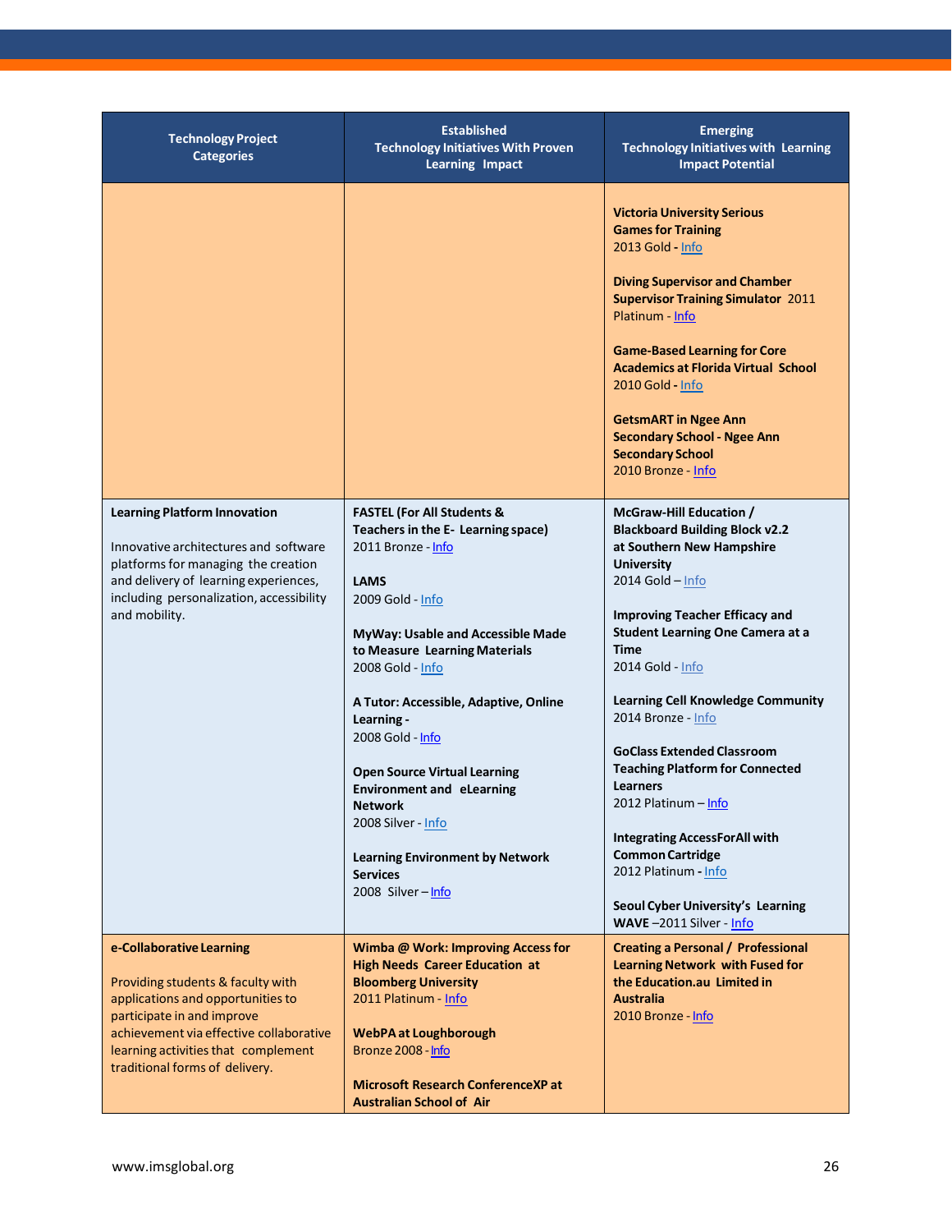| Technology Project Categories | Established Technology Initiatives With Proven Learning Impact | Emerging Technology Initiatives with Learning Impact Potential |
|---|---|---|
| | | **Victoria University Serious Games for Training** 2013 Gold - Info<br><br>**Diving Supervisor and Chamber Supervisor Training Simulator** 2011 Platinum - Info<br><br>**Game-Based Learning for Core Academics at Florida Virtual School** 2010 Gold - Info<br><br>**GetsmART in Ngee Ann Secondary School - Ngee Ann Secondary School** 2010 Bronze - Info |
| **Learning Platform Innovation**<br><br>Innovative architectures and software platforms for managing the creation and delivery of learning experiences, including personalization, accessibility and mobility. | **FASTEL (For All Students & Teachers in the E- Learning space)** 2011 Bronze - Info<br><br>**LAMS** 2009 Gold - Info<br><br>**MyWay: Usable and Accessible Made to Measure Learning Materials** 2008 Gold - Info<br><br>**A Tutor: Accessible, Adaptive, Online Learning -** 2008 Gold - Info<br><br>**Open Source Virtual Learning Environment and eLearning Network** 2008 Silver - Info<br><br>**Learning Environment by Network Services** 2008 Silver – Info | **McGraw-Hill Education / Blackboard Building Block v2.2 at Southern New Hampshire University** 2014 Gold – Info<br><br>**Improving Teacher Efficacy and Student Learning One Camera at a Time** 2014 Gold - Info<br><br>**Learning Cell Knowledge Community** 2014 Bronze - Info<br><br>**GoClass Extended Classroom Teaching Platform for Connected Learners** 2012 Platinum – Info<br><br>**Integrating AccessForAll with Common Cartridge** 2012 Platinum - Info<br><br>**Seoul Cyber University's Learning WAVE** –2011 Silver - Info |
| **e-Collaborative Learning**<br><br>Providing students & faculty with applications and opportunities to participate in and improve achievement via effective collaborative learning activities that complement traditional forms of delivery. | **Wimba @ Work: Improving Access for High Needs Career Education at Bloomberg University** 2011 Platinum - Info<br><br>**WebPA at Loughborough** Bronze 2008 - Info<br><br>**Microsoft Research ConferenceXP at Australian School of Air** | **Creating a Personal / Professional Learning Network with Fused for the Education.au Limited in Australia** 2010 Bronze - Info |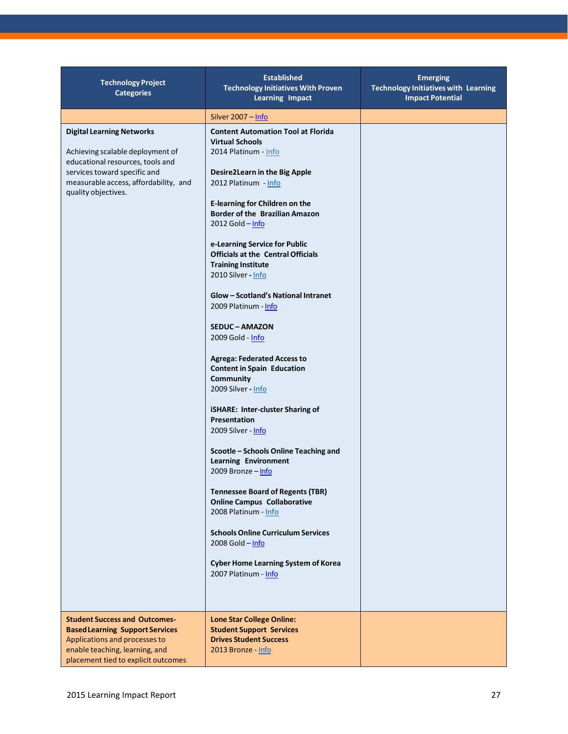| Technology Project Categories | Established Technology Initiatives With Proven Learning Impact | Emerging Technology Initiatives with Learning Impact Potential |
|---|---|---|
| | Silver 2007 – Info | |
| **Digital Learning Networks**<br><br>Achieving scalable deployment of educational resources, tools and services toward specific and measurable access, affordability, and quality objectives. | **Content Automation Tool at Florida Virtual Schools**<br>2014 Platinum - Info<br><br>**Desire2Learn in the Big Apple**<br>2012 Platinum - Info<br><br>**E-learning for Children on the Border of the Brazilian Amazon**<br>2012 Gold – Info<br><br>**e-Learning Service for Public Officials at the Central Officials Training Institute**<br>2010 Silver - Info<br><br>**Glow – Scotland's National Intranet**<br>2009 Platinum - Info<br><br>**SEDUC – AMAZON**<br>2009 Gold - Info<br><br>**Agrega: Federated Access to Content in Spain Education Community**<br>2009 Silver - Info<br><br>**iSHARE: Inter-cluster Sharing of Presentation**<br>2009 Silver - Info<br><br>**Scootle – Schools Online Teaching and Learning Environment**<br>2009 Bronze – Info<br><br>**Tennessee Board of Regents (TBR) Online Campus Collaborative**<br>2008 Platinum - Info<br><br>**Schools Online Curriculum Services**<br>2008 Gold – Info<br><br>**Cyber Home Learning System of Korea**<br>2007 Platinum - Info | |
| **Student Success and Outcomes-Based Learning Support Services**<br>Applications and processes to enable teaching, learning, and placement tied to explicit outcomes | **Lone Star College Online: Student Support Services Drives Student Success**<br>2013 Bronze - Info | |

2015 Learning Impact Report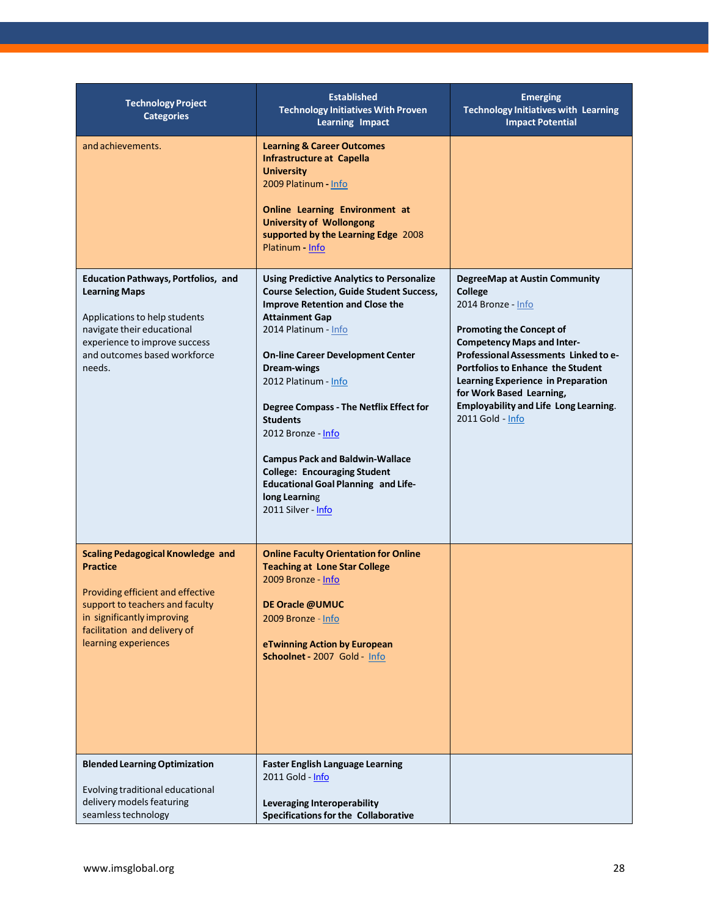| Technology Project Categories | Established Technology Initiatives With Proven Learning Impact | Emerging Technology Initiatives with Learning Impact Potential |
|---|---|---|
| and achievements. | **Learning & Career Outcomes Infrastructure at Capella University** 2009 Platinum - Info<br><br>**Online Learning Environment at University of Wollongong supported by the Learning Edge** 2008 Platinum - Info | |
| **Education Pathways, Portfolios, and Learning Maps**<br><br>Applications to help students navigate their educational experience to improve success and outcomes based workforce needs. | **Using Predictive Analytics to Personalize Course Selection, Guide Student Success, Improve Retention and Close the Attainment Gap** 2014 Platinum - Info<br><br>**On-line Career Development Center Dream-wings** 2012 Platinum - Info<br><br>**Degree Compass - The Netflix Effect for Students** 2012 Bronze - Info<br><br>**Campus Pack and Baldwin-Wallace College: Encouraging Student Educational Goal Planning and Life-long Learning** 2011 Silver - Info | **DegreeMap at Austin Community College** 2014 Bronze - Info<br><br>**Promoting the Concept of Competency Maps and Inter-Professional Assessments Linked to e-Portfolios to Enhance the Student Learning Experience in Preparation for Work Based Learning, Employability and Life Long Learning.** 2011 Gold - Info |
| **Scaling Pedagogical Knowledge and Practice**<br><br>Providing efficient and effective support to teachers and faculty in significantly improving facilitation and delivery of learning experiences | **Online Faculty Orientation for Online Teaching at Lone Star College** 2009 Bronze - Info<br><br>**DE Oracle @UMUC** 2009 Bronze - Info<br><br>**eTwinning Action by European Schoolnet** - 2007 Gold - Info | |
| **Blended Learning Optimization**<br><br>Evolving traditional educational delivery models featuring seamless technology | **Faster English Language Learning** 2011 Gold - Info<br><br>**Leveraging Interoperability Specifications for the Collaborative** | |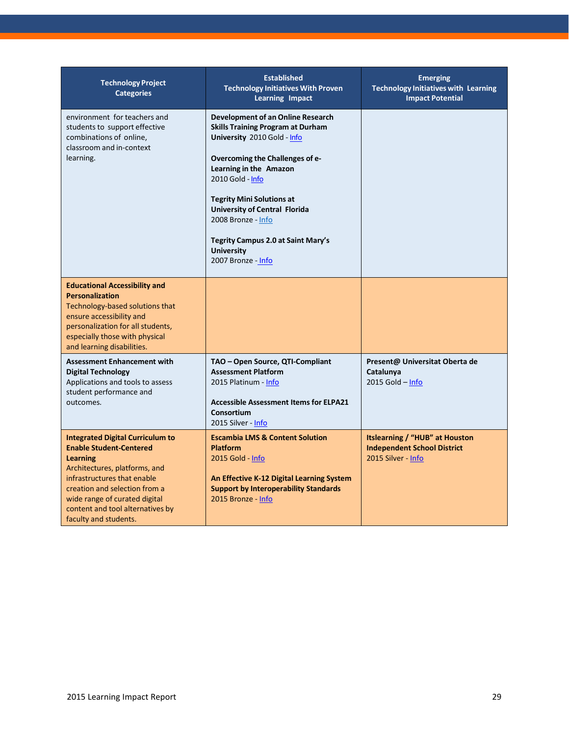| Technology Project Categories | Established Technology Initiatives With Proven Learning Impact | Emerging Technology Initiatives with Learning Impact Potential |
|---|---|---|
| environment for teachers and students to support effective combinations of online, classroom and in-context learning. | **Development of an Online Research Skills Training Program at Durham University** 2010 Gold - Info<br><br>**Overcoming the Challenges of e-Learning in the Amazon** 2010 Gold - Info<br><br>**Tegrity Mini Solutions at University of Central Florida** 2008 Bronze - Info<br><br>**Tegrity Campus 2.0 at Saint Mary's University** 2007 Bronze - Info | |
| **Educational Accessibility and Personalization** Technology-based solutions that ensure accessibility and personalization for all students, especially those with physical and learning disabilities. | | |
| **Assessment Enhancement with Digital Technology** Applications and tools to assess student performance and outcomes. | **TAO – Open Source, QTI-Compliant Assessment Platform** 2015 Platinum - Info<br><br>**Accessible Assessment Items for ELPA21 Consortium** 2015 Silver - Info | **Present@ Universitat Oberta de Catalunya** 2015 Gold – Info |
| **Integrated Digital Curriculum to Enable Student-Centered Learning** Architectures, platforms, and infrastructures that enable creation and selection from a wide range of curated digital content and tool alternatives by faculty and students. | **Escambia LMS & Content Solution Platform** 2015 Gold - Info<br><br>**An Effective K-12 Digital Learning System Support by Interoperability Standards** 2015 Bronze - Info | **Itslearning / "HUB" at Houston Independent School District** 2015 Silver - Info |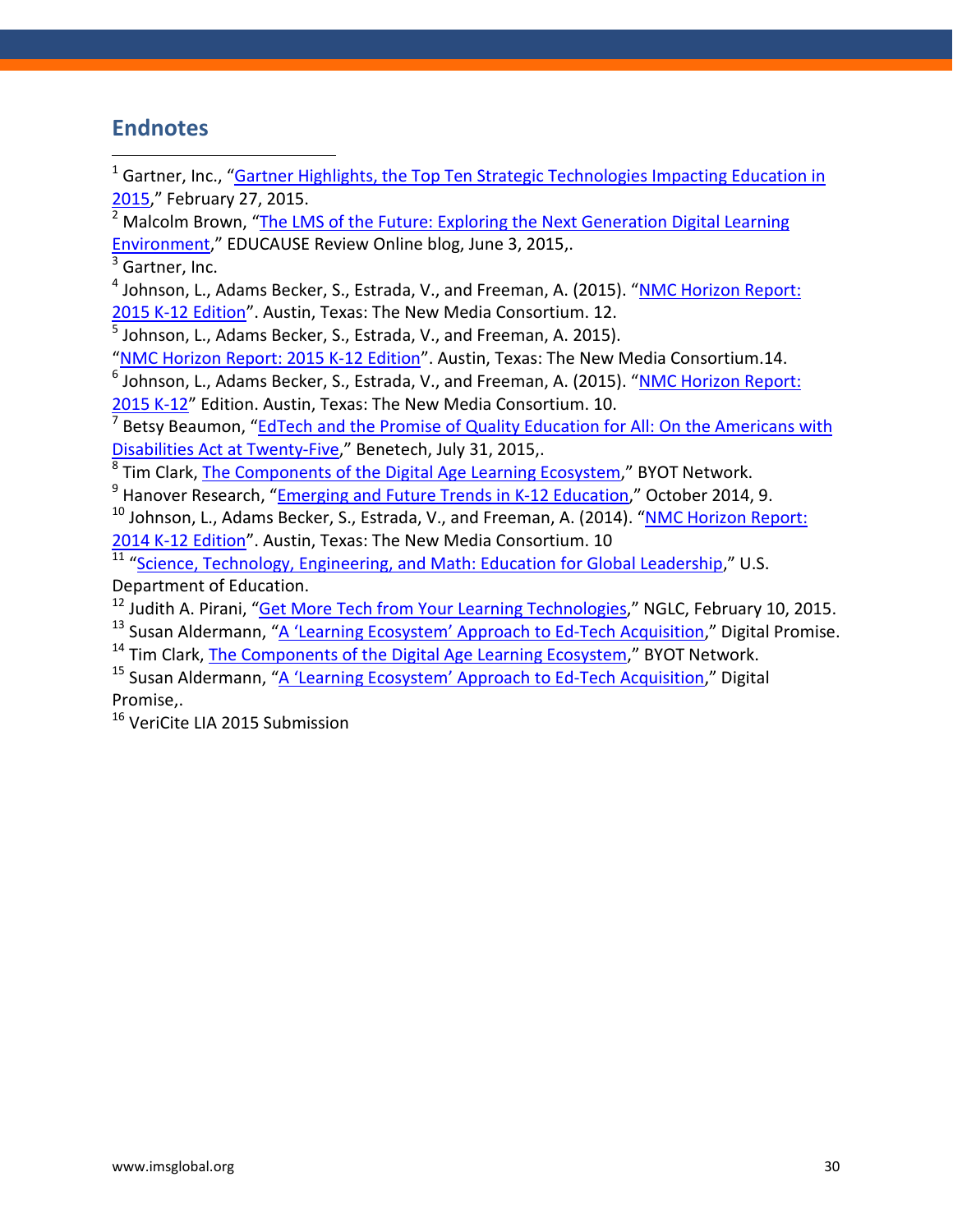## Endnotes

[1] Gartner, Inc., "Gartner Highlights, the Top Ten Strategic Technologies Impacting Education in 2015," February 27, 2015.

[2] Malcolm Brown, "The LMS of the Future: Exploring the Next Generation Digital Learning Environment," EDUCAUSE Review Online blog, June 3, 2015,.

[3] Gartner, Inc.

[4] Johnson, L., Adams Becker, S., Estrada, V., and Freeman, A. (2015). "NMC Horizon Report: 2015 K-12 Edition". Austin, Texas: The New Media Consortium. 12.

[5] Johnson, L., Adams Becker, S., Estrada, V., and Freeman, A. 2015). "NMC Horizon Report: 2015 K-12 Edition". Austin, Texas: The New Media Consortium.14.

[6] Johnson, L., Adams Becker, S., Estrada, V., and Freeman, A. (2015). "NMC Horizon Report: 2015 K-12" Edition. Austin, Texas: The New Media Consortium. 10.

[7] Betsy Beaumon, "EdTech and the Promise of Quality Education for All: On the Americans with Disabilities Act at Twenty-Five," Benetech, July 31, 2015,.

[8] Tim Clark, The Components of the Digital Age Learning Ecosystem," BYOT Network.

[9] Hanover Research, "Emerging and Future Trends in K-12 Education," October 2014, 9.

[10] Johnson, L., Adams Becker, S., Estrada, V., and Freeman, A. (2014). "NMC Horizon Report: 2014 K-12 Edition". Austin, Texas: The New Media Consortium. 10

[11] "Science, Technology, Engineering, and Math: Education for Global Leadership," U.S. Department of Education.

[12] Judith A. Pirani, "Get More Tech from Your Learning Technologies," NGLC, February 10, 2015.

[13] Susan Aldermann, "A 'Learning Ecosystem' Approach to Ed-Tech Acquisition," Digital Promise.

[14] Tim Clark, The Components of the Digital Age Learning Ecosystem," BYOT Network.

[15] Susan Aldermann, "A 'Learning Ecosystem' Approach to Ed-Tech Acquisition," Digital Promise,.

[16] VeriCite LIA 2015 Submission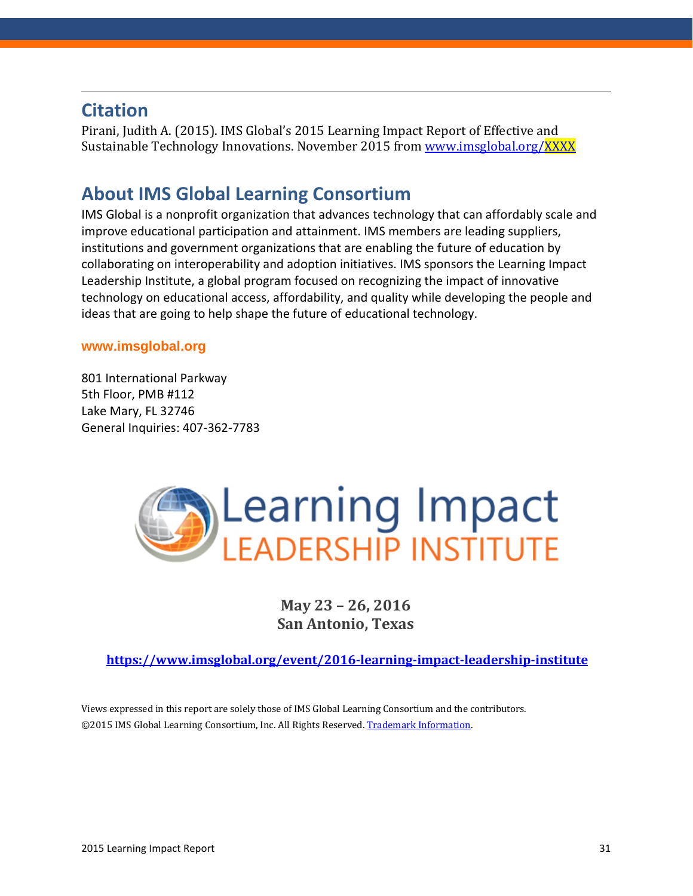## Citation

Pirani, Judith A. (2015). IMS Global's 2015 Learning Impact Report of Effective and Sustainable Technology Innovations. November 2015 from www.imsglobal.org/XXXX

## About IMS Global Learning Consortium

IMS Global is a nonprofit organization that advances technology that can affordably scale and improve educational participation and attainment. IMS members are leading suppliers, institutions and government organizations that are enabling the future of education by collaborating on interoperability and adoption initiatives. IMS sponsors the Learning Impact Leadership Institute, a global program focused on recognizing the impact of innovative technology on educational access, affordability, and quality while developing the people and ideas that are going to help shape the future of educational technology.

**www.imsglobal.org**

801 International Parkway
5th Floor, PMB #112
Lake Mary, FL 32746
General Inquiries: 407-362-7783

Learning Impact
LEADERSHIP INSTITUTE

**May 23 – 26, 2016**
**San Antonio, Texas**

**https://www.imsglobal.org/event/2016-learning-impact-leadership-institute**

Views expressed in this report are solely those of IMS Global Learning Consortium and the contributors.
©2015 IMS Global Learning Consortium, Inc. All Rights Reserved. Trademark Information.